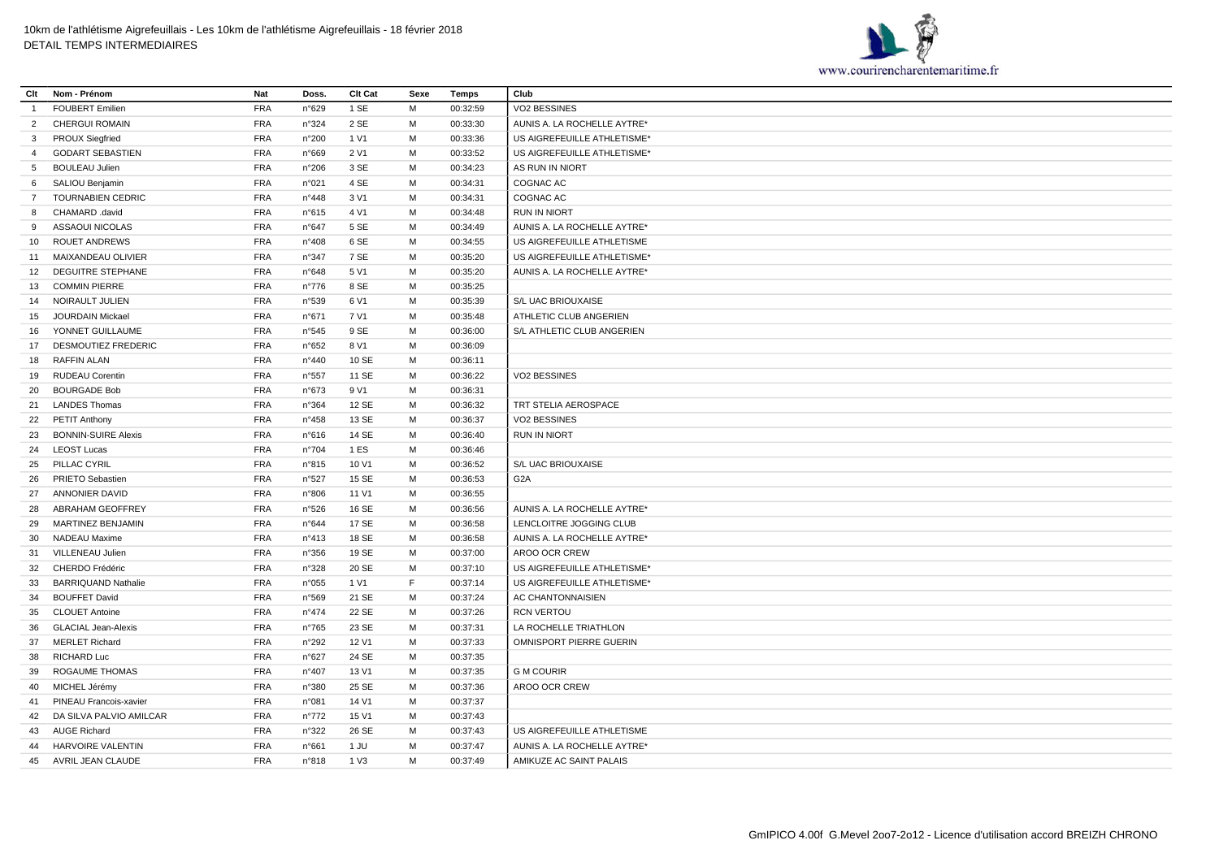10km de l'athlétisme Aigrefeuillais - Les 10km de l'athlétisme Aigrefeuillais - 18 février 2018
DETAIL TEMPS INTERMEDIAIRES

www.courirencharentemaritime.fr

| Clt | Nom - Prénom | Nat | Doss. | Clt Cat | Sexe | Temps | Club |
|---|---|---|---|---|---|---|---|
| 1 | FOUBERT Emilien | FRA | n°629 | 1 SE | M | 00:32:59 | VO2 BESSINES |
| 2 | CHERGUI ROMAIN | FRA | n°324 | 2 SE | M | 00:33:30 | AUNIS A. LA ROCHELLE AYTRE* |
| 3 | PROUX Siegfried | FRA | n°200 | 1 V1 | M | 00:33:36 | US AIGREFEUILLE ATHLETISME* |
| 4 | GODART SEBASTIEN | FRA | n°669 | 2 V1 | M | 00:33:52 | US AIGREFEUILLE ATHLETISME* |
| 5 | BOULEAU Julien | FRA | n°206 | 3 SE | M | 00:34:23 | AS RUN IN NIORT |
| 6 | SALIOU Benjamin | FRA | n°021 | 4 SE | M | 00:34:31 | COGNAC AC |
| 7 | TOURNABIEN CEDRIC | FRA | n°448 | 3 V1 | M | 00:34:31 | COGNAC AC |
| 8 | CHAMARD .david | FRA | n°615 | 4 V1 | M | 00:34:48 | RUN IN NIORT |
| 9 | ASSAOUI NICOLAS | FRA | n°647 | 5 SE | M | 00:34:49 | AUNIS A. LA ROCHELLE AYTRE* |
| 10 | ROUET ANDREWS | FRA | n°408 | 6 SE | M | 00:34:55 | US AIGREFEUILLE ATHLETISME |
| 11 | MAIXANDEAU OLIVIER | FRA | n°347 | 7 SE | M | 00:35:20 | US AIGREFEUILLE ATHLETISME* |
| 12 | DEGUITRE STEPHANE | FRA | n°648 | 5 V1 | M | 00:35:20 | AUNIS A. LA ROCHELLE AYTRE* |
| 13 | COMMIN PIERRE | FRA | n°776 | 8 SE | M | 00:35:25 | |
| 14 | NOIRAULT JULIEN | FRA | n°539 | 6 V1 | M | 00:35:39 | S/L UAC BRIOUXAISE |
| 15 | JOURDAIN Mickael | FRA | n°671 | 7 V1 | M | 00:35:48 | ATHLETIC CLUB ANGERIEN |
| 16 | YONNET GUILLAUME | FRA | n°545 | 9 SE | M | 00:36:00 | S/L ATHLETIC CLUB ANGERIEN |
| 17 | DESMOUTIEZ FREDERIC | FRA | n°652 | 8 V1 | M | 00:36:09 | |
| 18 | RAFFIN ALAN | FRA | n°440 | 10 SE | M | 00:36:11 | |
| 19 | RUDEAU Corentin | FRA | n°557 | 11 SE | M | 00:36:22 | VO2 BESSINES |
| 20 | BOURGADE Bob | FRA | n°673 | 9 V1 | M | 00:36:31 | |
| 21 | LANDES Thomas | FRA | n°364 | 12 SE | M | 00:36:32 | TRT STELIA AEROSPACE |
| 22 | PETIT Anthony | FRA | n°458 | 13 SE | M | 00:36:37 | VO2 BESSINES |
| 23 | BONNIN-SUIRE Alexis | FRA | n°616 | 14 SE | M | 00:36:40 | RUN IN NIORT |
| 24 | LEOST Lucas | FRA | n°704 | 1 ES | M | 00:36:46 | |
| 25 | PILLAC CYRIL | FRA | n°815 | 10 V1 | M | 00:36:52 | S/L UAC BRIOUXAISE |
| 26 | PRIETO Sebastien | FRA | n°527 | 15 SE | M | 00:36:53 | G2A |
| 27 | ANNONIER DAVID | FRA | n°806 | 11 V1 | M | 00:36:55 | |
| 28 | ABRAHAM GEOFFREY | FRA | n°526 | 16 SE | M | 00:36:56 | AUNIS A. LA ROCHELLE AYTRE* |
| 29 | MARTINEZ BENJAMIN | FRA | n°644 | 17 SE | M | 00:36:58 | LENCLOITRE JOGGING CLUB |
| 30 | NADEAU Maxime | FRA | n°413 | 18 SE | M | 00:36:58 | AUNIS A. LA ROCHELLE AYTRE* |
| 31 | VILLENEAU Julien | FRA | n°356 | 19 SE | M | 00:37:00 | AROO OCR CREW |
| 32 | CHERDO Frédéric | FRA | n°328 | 20 SE | M | 00:37:10 | US AIGREFEUILLE ATHLETISME* |
| 33 | BARRIQUAND Nathalie | FRA | n°055 | 1 V1 | F | 00:37:14 | US AIGREFEUILLE ATHLETISME* |
| 34 | BOUFFET David | FRA | n°569 | 21 SE | M | 00:37:24 | AC CHANTONNAISIEN |
| 35 | CLOUET Antoine | FRA | n°474 | 22 SE | M | 00:37:26 | RCN VERTOU |
| 36 | GLACIAL Jean-Alexis | FRA | n°765 | 23 SE | M | 00:37:31 | LA ROCHELLE TRIATHLON |
| 37 | MERLET Richard | FRA | n°292 | 12 V1 | M | 00:37:33 | OMNISPORT PIERRE GUERIN |
| 38 | RICHARD Luc | FRA | n°627 | 24 SE | M | 00:37:35 | |
| 39 | ROGAUME THOMAS | FRA | n°407 | 13 V1 | M | 00:37:35 | G M COURIR |
| 40 | MICHEL Jérémy | FRA | n°380 | 25 SE | M | 00:37:36 | AROO OCR CREW |
| 41 | PINEAU Francois-xavier | FRA | n°081 | 14 V1 | M | 00:37:37 | |
| 42 | DA SILVA PALVIO AMILCAR | FRA | n°772 | 15 V1 | M | 00:37:43 | |
| 43 | AUGE Richard | FRA | n°322 | 26 SE | M | 00:37:43 | US AIGREFEUILLE ATHLETISME |
| 44 | HARVOIRE VALENTIN | FRA | n°661 | 1 JU | M | 00:37:47 | AUNIS A. LA ROCHELLE AYTRE* |
| 45 | AVRIL JEAN CLAUDE | FRA | n°818 | 1 V3 | M | 00:37:49 | AMIKUZE AC SAINT PALAIS |

GmIPICO 4.00f G.Mevel 2oo7-2o12 - Licence d'utilisation accord BREIZH CHRONO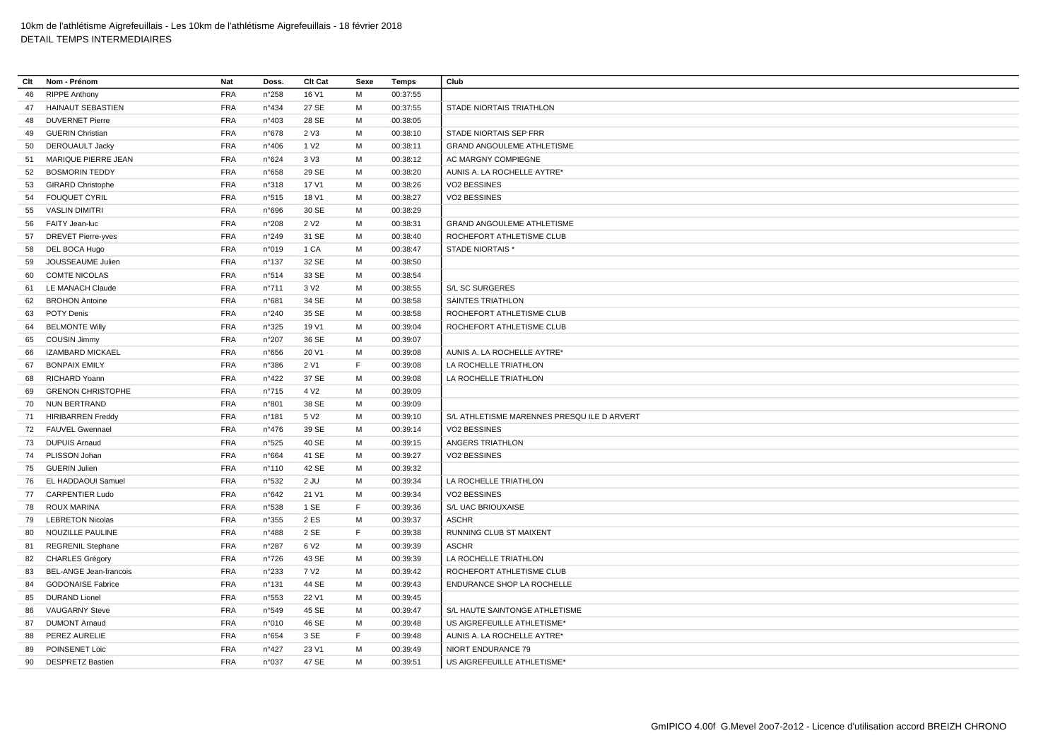| Clt | Nom - Prénom | Nat | Doss. | Clt Cat | Sexe | Temps | Club |
|---|---|---|---|---|---|---|---|
| 46 | RIPPE Anthony | FRA | n°258 | 16 V1 | M | 00:37:55 | |
| 47 | HAINAUT SEBASTIEN | FRA | n°434 | 27 SE | M | 00:37:55 | STADE NIORTAIS TRIATHLON |
| 48 | DUVERNET Pierre | FRA | n°403 | 28 SE | M | 00:38:05 | |
| 49 | GUERIN Christian | FRA | n°678 | 2 V3 | M | 00:38:10 | STADE NIORTAIS SEP FRR |
| 50 | DEROUAULT Jacky | FRA | n°406 | 1 V2 | M | 00:38:11 | GRAND ANGOULEME ATHLETISME |
| 51 | MARIQUE PIERRE JEAN | FRA | n°624 | 3 V3 | M | 00:38:12 | AC MARGNY COMPIEGNE |
| 52 | BOSMORIN TEDDY | FRA | n°658 | 29 SE | M | 00:38:20 | AUNIS A. LA ROCHELLE AYTRE* |
| 53 | GIRARD Christophe | FRA | n°318 | 17 V1 | M | 00:38:26 | VO2 BESSINES |
| 54 | FOUQUET CYRIL | FRA | n°515 | 18 V1 | M | 00:38:27 | VO2 BESSINES |
| 55 | VASLIN DIMITRI | FRA | n°696 | 30 SE | M | 00:38:29 | |
| 56 | FAITY Jean-luc | FRA | n°208 | 2 V2 | M | 00:38:31 | GRAND ANGOULEME ATHLETISME |
| 57 | DREVET Pierre-yves | FRA | n°249 | 31 SE | M | 00:38:40 | ROCHEFORT ATHLETISME CLUB |
| 58 | DEL BOCA Hugo | FRA | n°019 | 1 CA | M | 00:38:47 | STADE NIORTAIS * |
| 59 | JOUSSEAUME Julien | FRA | n°137 | 32 SE | M | 00:38:50 | |
| 60 | COMTE NICOLAS | FRA | n°514 | 33 SE | M | 00:38:54 | |
| 61 | LE MANACH Claude | FRA | n°711 | 3 V2 | M | 00:38:55 | S/L SC SURGERES |
| 62 | BROHON Antoine | FRA | n°681 | 34 SE | M | 00:38:58 | SAINTES TRIATHLON |
| 63 | POTY Denis | FRA | n°240 | 35 SE | M | 00:38:58 | ROCHEFORT ATHLETISME CLUB |
| 64 | BELMONTE Willy | FRA | n°325 | 19 V1 | M | 00:39:04 | ROCHEFORT ATHLETISME CLUB |
| 65 | COUSIN Jimmy | FRA | n°207 | 36 SE | M | 00:39:07 | |
| 66 | IZAMBARD MICKAEL | FRA | n°656 | 20 V1 | M | 00:39:08 | AUNIS A. LA ROCHELLE AYTRE* |
| 67 | BONPAIX EMILY | FRA | n°386 | 2 V1 | F | 00:39:08 | LA ROCHELLE TRIATHLON |
| 68 | RICHARD Yoann | FRA | n°422 | 37 SE | M | 00:39:08 | LA ROCHELLE TRIATHLON |
| 69 | GRENON CHRISTOPHE | FRA | n°715 | 4 V2 | M | 00:39:09 | |
| 70 | NUN BERTRAND | FRA | n°801 | 38 SE | M | 00:39:09 | |
| 71 | HIRIBARREN Freddy | FRA | n°181 | 5 V2 | M | 00:39:10 | S/L ATHLETISME MARENNES PRESQU ILE D ARVERT |
| 72 | FAUVEL Gwennael | FRA | n°476 | 39 SE | M | 00:39:14 | VO2 BESSINES |
| 73 | DUPUIS Arnaud | FRA | n°525 | 40 SE | M | 00:39:15 | ANGERS TRIATHLON |
| 74 | PLISSON Johan | FRA | n°664 | 41 SE | M | 00:39:27 | VO2 BESSINES |
| 75 | GUERIN Julien | FRA | n°110 | 42 SE | M | 00:39:32 | |
| 76 | EL HADDAOUI Samuel | FRA | n°532 | 2 JU | M | 00:39:34 | LA ROCHELLE TRIATHLON |
| 77 | CARPENTIER Ludo | FRA | n°642 | 21 V1 | M | 00:39:34 | VO2 BESSINES |
| 78 | ROUX MARINA | FRA | n°538 | 1 SE | F | 00:39:36 | S/L UAC BRIOUXAISE |
| 79 | LEBRETON Nicolas | FRA | n°355 | 2 ES | M | 00:39:37 | ASCHR |
| 80 | NOUZILLE PAULINE | FRA | n°488 | 2 SE | F | 00:39:38 | RUNNING CLUB ST MAIXENT |
| 81 | REGRENIL Stephane | FRA | n°287 | 6 V2 | M | 00:39:39 | ASCHR |
| 82 | CHARLES Grégory | FRA | n°726 | 43 SE | M | 00:39:39 | LA ROCHELLE TRIATHLON |
| 83 | BEL-ANGE Jean-francois | FRA | n°233 | 7 V2 | M | 00:39:42 | ROCHEFORT ATHLETISME CLUB |
| 84 | GODONAISE Fabrice | FRA | n°131 | 44 SE | M | 00:39:43 | ENDURANCE SHOP LA ROCHELLE |
| 85 | DURAND Lionel | FRA | n°553 | 22 V1 | M | 00:39:45 | |
| 86 | VAUGARNY Steve | FRA | n°549 | 45 SE | M | 00:39:47 | S/L HAUTE SAINTONGE ATHLETISME |
| 87 | DUMONT Arnaud | FRA | n°010 | 46 SE | M | 00:39:48 | US AIGREFEUILLE ATHLETISME* |
| 88 | PEREZ AURELIE | FRA | n°654 | 3 SE | F | 00:39:48 | AUNIS A. LA ROCHELLE AYTRE* |
| 89 | POINSENET Loic | FRA | n°427 | 23 V1 | M | 00:39:49 | NIORT ENDURANCE 79 |
| 90 | DESPRETZ Bastien | FRA | n°037 | 47 SE | M | 00:39:51 | US AIGREFEUILLE ATHLETISME* |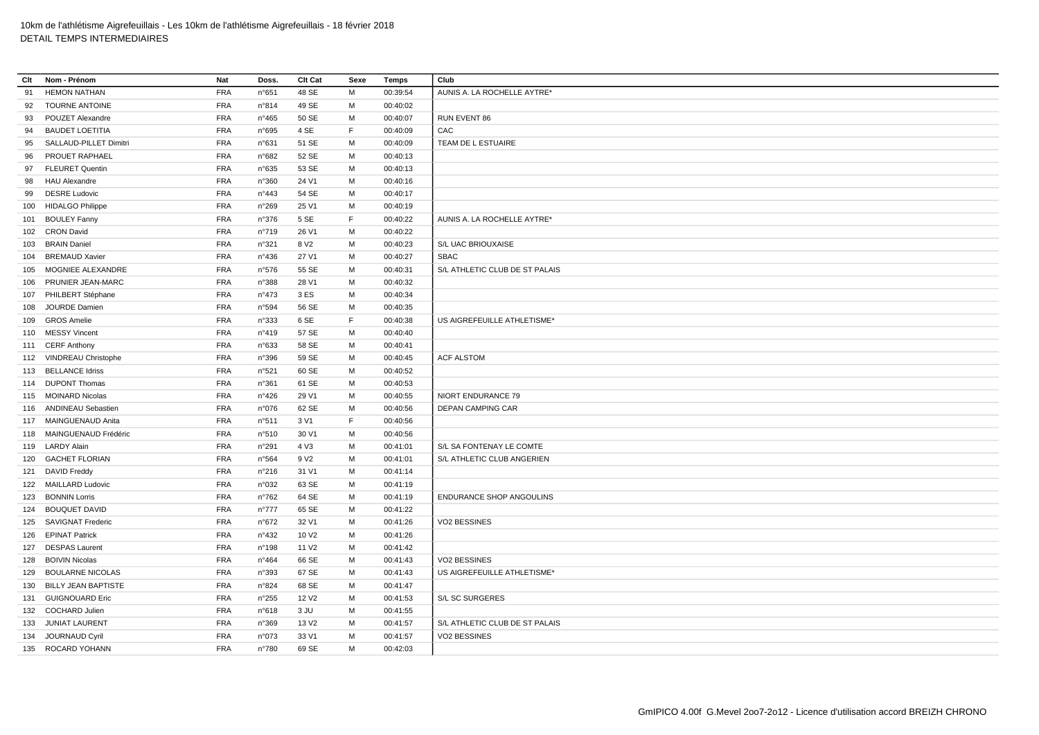10km de l'athlétisme Aigrefeuillais - Les 10km de l'athlétisme Aigrefeuillais - 18 février 2018
DETAIL TEMPS INTERMEDIAIRES

| Clt | Nom - Prénom | Nat | Doss. | Clt Cat | Sexe | Temps | Club |
|---|---|---|---|---|---|---|---|
| 91 | HEMON NATHAN | FRA | n°651 | 48 SE | M | 00:39:54 | AUNIS A. LA ROCHELLE AYTRE* |
| 92 | TOURNE ANTOINE | FRA | n°814 | 49 SE | M | 00:40:02 | |
| 93 | POUZET Alexandre | FRA | n°465 | 50 SE | M | 00:40:07 | RUN EVENT 86 |
| 94 | BAUDET LOETITIA | FRA | n°695 | 4 SE | F | 00:40:09 | CAC |
| 95 | SALLAUD-PILLET Dimitri | FRA | n°631 | 51 SE | M | 00:40:09 | TEAM DE L ESTUAIRE |
| 96 | PROUET RAPHAEL | FRA | n°682 | 52 SE | M | 00:40:13 | |
| 97 | FLEURET Quentin | FRA | n°635 | 53 SE | M | 00:40:13 | |
| 98 | HAU Alexandre | FRA | n°360 | 24 V1 | M | 00:40:16 | |
| 99 | DESRE Ludovic | FRA | n°443 | 54 SE | M | 00:40:17 | |
| 100 | HIDALGO Philippe | FRA | n°269 | 25 V1 | M | 00:40:19 | |
| 101 | BOULEY Fanny | FRA | n°376 | 5 SE | F | 00:40:22 | AUNIS A. LA ROCHELLE AYTRE* |
| 102 | CRON David | FRA | n°719 | 26 V1 | M | 00:40:22 | |
| 103 | BRAIN Daniel | FRA | n°321 | 8 V2 | M | 00:40:23 | S/L UAC BRIOUXAISE |
| 104 | BREMAUD Xavier | FRA | n°436 | 27 V1 | M | 00:40:27 | SBAC |
| 105 | MOGNIEE ALEXANDRE | FRA | n°576 | 55 SE | M | 00:40:31 | S/L ATHLETIC CLUB DE ST PALAIS |
| 106 | PRUNIER JEAN-MARC | FRA | n°388 | 28 V1 | M | 00:40:32 | |
| 107 | PHILBERT Stéphane | FRA | n°473 | 3 ES | M | 00:40:34 | |
| 108 | JOURDE Damien | FRA | n°594 | 56 SE | M | 00:40:35 | |
| 109 | GROS Amelie | FRA | n°333 | 6 SE | F | 00:40:38 | US AIGREFEUILLE ATHLETISME* |
| 110 | MESSY Vincent | FRA | n°419 | 57 SE | M | 00:40:40 | |
| 111 | CERF Anthony | FRA | n°633 | 58 SE | M | 00:40:41 | |
| 112 | VINDREAU Christophe | FRA | n°396 | 59 SE | M | 00:40:45 | ACF ALSTOM |
| 113 | BELLANCE Idriss | FRA | n°521 | 60 SE | M | 00:40:52 | |
| 114 | DUPONT Thomas | FRA | n°361 | 61 SE | M | 00:40:53 | |
| 115 | MOINARD Nicolas | FRA | n°426 | 29 V1 | M | 00:40:55 | NIORT ENDURANCE 79 |
| 116 | ANDINEAU Sebastien | FRA | n°076 | 62 SE | M | 00:40:56 | DEPAN CAMPING CAR |
| 117 | MAINGUENAUD Anita | FRA | n°511 | 3 V1 | F | 00:40:56 | |
| 118 | MAINGUENAUD Frédéric | FRA | n°510 | 30 V1 | M | 00:40:56 | |
| 119 | LARDY Alain | FRA | n°291 | 4 V3 | M | 00:41:01 | S/L SA FONTENAY LE COMTE |
| 120 | GACHET FLORIAN | FRA | n°564 | 9 V2 | M | 00:41:01 | S/L ATHLETIC CLUB ANGERIEN |
| 121 | DAVID Freddy | FRA | n°216 | 31 V1 | M | 00:41:14 | |
| 122 | MAILLARD Ludovic | FRA | n°032 | 63 SE | M | 00:41:19 | |
| 123 | BONNIN Lorris | FRA | n°762 | 64 SE | M | 00:41:19 | ENDURANCE SHOP ANGOULINS |
| 124 | BOUQUET DAVID | FRA | n°777 | 65 SE | M | 00:41:22 | |
| 125 | SAVIGNAT Frederic | FRA | n°672 | 32 V1 | M | 00:41:26 | VO2 BESSINES |
| 126 | EPINAT Patrick | FRA | n°432 | 10 V2 | M | 00:41:26 | |
| 127 | DESPAS Laurent | FRA | n°198 | 11 V2 | M | 00:41:42 | |
| 128 | BOIVIN Nicolas | FRA | n°464 | 66 SE | M | 00:41:43 | VO2 BESSINES |
| 129 | BOULARNE NICOLAS | FRA | n°393 | 67 SE | M | 00:41:43 | US AIGREFEUILLE ATHLETISME* |
| 130 | BILLY JEAN BAPTISTE | FRA | n°824 | 68 SE | M | 00:41:47 | |
| 131 | GUIGNOUARD Eric | FRA | n°255 | 12 V2 | M | 00:41:53 | S/L SC SURGERES |
| 132 | COCHARD Julien | FRA | n°618 | 3 JU | M | 00:41:55 | |
| 133 | JUNIAT LAURENT | FRA | n°369 | 13 V2 | M | 00:41:57 | S/L ATHLETIC CLUB DE ST PALAIS |
| 134 | JOURNAUD Cyril | FRA | n°073 | 33 V1 | M | 00:41:57 | VO2 BESSINES |
| 135 | ROCARD YOHANN | FRA | n°780 | 69 SE | M | 00:42:03 | |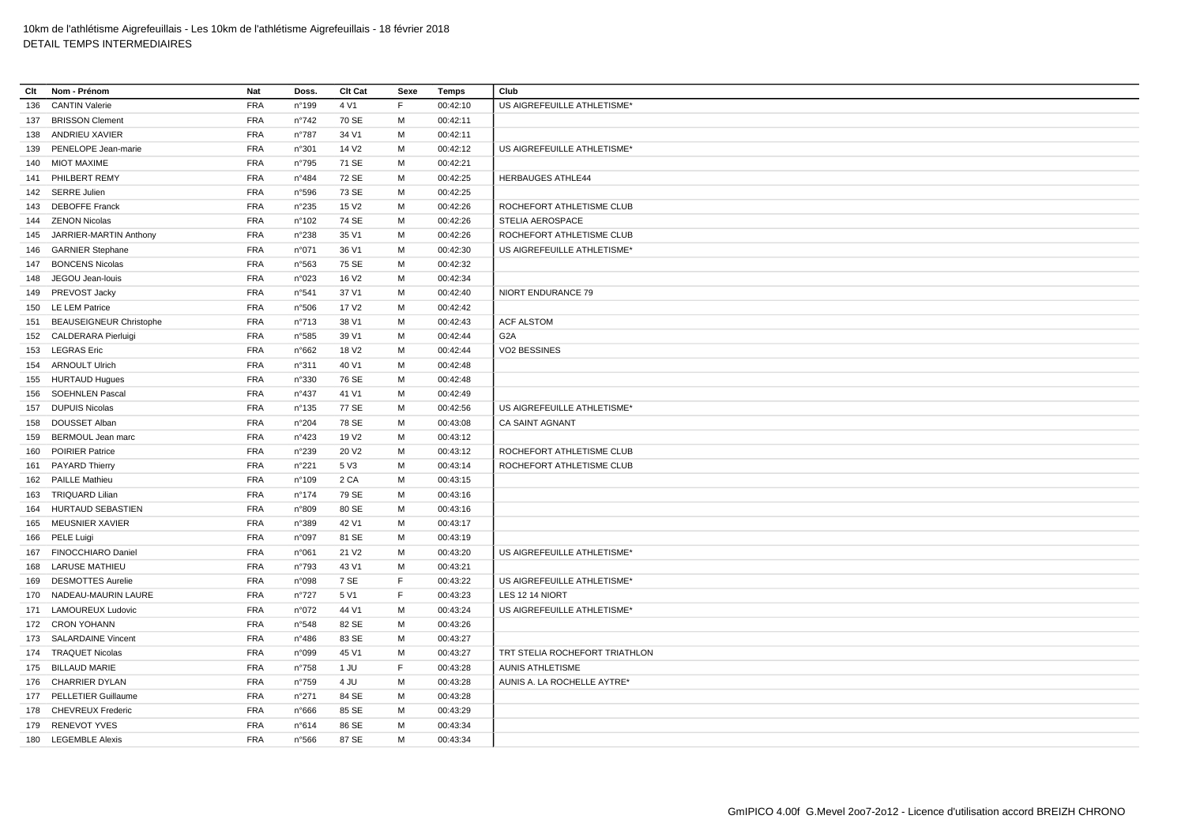| Clt | Nom - Prénom | Nat | Doss. | Clt Cat | Sexe | Temps | Club |
|---|---|---|---|---|---|---|---|
| 136 | CANTIN Valerie | FRA | n°199 | 4 V1 | F | 00:42:10 | US AIGREFEUILLE ATHLETISME* |
| 137 | BRISSON Clement | FRA | n°742 | 70 SE | M | 00:42:11 | |
| 138 | ANDRIEU XAVIER | FRA | n°787 | 34 V1 | M | 00:42:11 | |
| 139 | PENELOPE Jean-marie | FRA | n°301 | 14 V2 | M | 00:42:12 | US AIGREFEUILLE ATHLETISME* |
| 140 | MIOT MAXIME | FRA | n°795 | 71 SE | M | 00:42:21 | |
| 141 | PHILBERT REMY | FRA | n°484 | 72 SE | M | 00:42:25 | HERBAUGES ATHLE44 |
| 142 | SERRE Julien | FRA | n°596 | 73 SE | M | 00:42:25 | |
| 143 | DEBOFFE Franck | FRA | n°235 | 15 V2 | M | 00:42:26 | ROCHEFORT ATHLETISME CLUB |
| 144 | ZENON Nicolas | FRA | n°102 | 74 SE | M | 00:42:26 | STELIA AEROSPACE |
| 145 | JARRIER-MARTIN Anthony | FRA | n°238 | 35 V1 | M | 00:42:26 | ROCHEFORT ATHLETISME CLUB |
| 146 | GARNIER Stephane | FRA | n°071 | 36 V1 | M | 00:42:30 | US AIGREFEUILLE ATHLETISME* |
| 147 | BONCENS Nicolas | FRA | n°563 | 75 SE | M | 00:42:32 | |
| 148 | JEGOU Jean-louis | FRA | n°023 | 16 V2 | M | 00:42:34 | |
| 149 | PREVOST Jacky | FRA | n°541 | 37 V1 | M | 00:42:40 | NIORT ENDURANCE 79 |
| 150 | LE LEM Patrice | FRA | n°506 | 17 V2 | M | 00:42:42 | |
| 151 | BEAUSEIGNEUR Christophe | FRA | n°713 | 38 V1 | M | 00:42:43 | ACF ALSTOM |
| 152 | CALDERARA Pierluigi | FRA | n°585 | 39 V1 | M | 00:42:44 | G2A |
| 153 | LEGRAS Eric | FRA | n°662 | 18 V2 | M | 00:42:44 | VO2 BESSINES |
| 154 | ARNOULT Ulrich | FRA | n°311 | 40 V1 | M | 00:42:48 | |
| 155 | HURTAUD Hugues | FRA | n°330 | 76 SE | M | 00:42:48 | |
| 156 | SOEHNLEN Pascal | FRA | n°437 | 41 V1 | M | 00:42:49 | |
| 157 | DUPUIS Nicolas | FRA | n°135 | 77 SE | M | 00:42:56 | US AIGREFEUILLE ATHLETISME* |
| 158 | DOUSSET Alban | FRA | n°204 | 78 SE | M | 00:43:08 | CA SAINT AGNANT |
| 159 | BERMOUL Jean marc | FRA | n°423 | 19 V2 | M | 00:43:12 | |
| 160 | POIRIER Patrice | FRA | n°239 | 20 V2 | M | 00:43:12 | ROCHEFORT ATHLETISME CLUB |
| 161 | PAYARD Thierry | FRA | n°221 | 5 V3 | M | 00:43:14 | ROCHEFORT ATHLETISME CLUB |
| 162 | PAILLE Mathieu | FRA | n°109 | 2 CA | M | 00:43:15 | |
| 163 | TRIQUARD Lilian | FRA | n°174 | 79 SE | M | 00:43:16 | |
| 164 | HURTAUD SEBASTIEN | FRA | n°809 | 80 SE | M | 00:43:16 | |
| 165 | MEUSNIER XAVIER | FRA | n°389 | 42 V1 | M | 00:43:17 | |
| 166 | PELE Luigi | FRA | n°097 | 81 SE | M | 00:43:19 | |
| 167 | FINOCCHIARO Daniel | FRA | n°061 | 21 V2 | M | 00:43:20 | US AIGREFEUILLE ATHLETISME* |
| 168 | LARUSE MATHIEU | FRA | n°793 | 43 V1 | M | 00:43:21 | |
| 169 | DESMOTTES Aurelie | FRA | n°098 | 7 SE | F | 00:43:22 | US AIGREFEUILLE ATHLETISME* |
| 170 | NADEAU-MAURIN LAURE | FRA | n°727 | 5 V1 | F | 00:43:23 | LES 12 14 NIORT |
| 171 | LAMOUREUX Ludovic | FRA | n°072 | 44 V1 | M | 00:43:24 | US AIGREFEUILLE ATHLETISME* |
| 172 | CRON YOHANN | FRA | n°548 | 82 SE | M | 00:43:26 | |
| 173 | SALARDAINE Vincent | FRA | n°486 | 83 SE | M | 00:43:27 | |
| 174 | TRAQUET Nicolas | FRA | n°099 | 45 V1 | M | 00:43:27 | TRT STELIA ROCHEFORT TRIATHLON |
| 175 | BILLAUD MARIE | FRA | n°758 | 1 JU | F | 00:43:28 | AUNIS ATHLETISME |
| 176 | CHARRIER DYLAN | FRA | n°759 | 4 JU | M | 00:43:28 | AUNIS A. LA ROCHELLE AYTRE* |
| 177 | PELLETIER Guillaume | FRA | n°271 | 84 SE | M | 00:43:28 | |
| 178 | CHEVREUX Frederic | FRA | n°666 | 85 SE | M | 00:43:29 | |
| 179 | RENEVOT YVES | FRA | n°614 | 86 SE | M | 00:43:34 | |
| 180 | LEGEMBLE Alexis | FRA | n°566 | 87 SE | M | 00:43:34 | |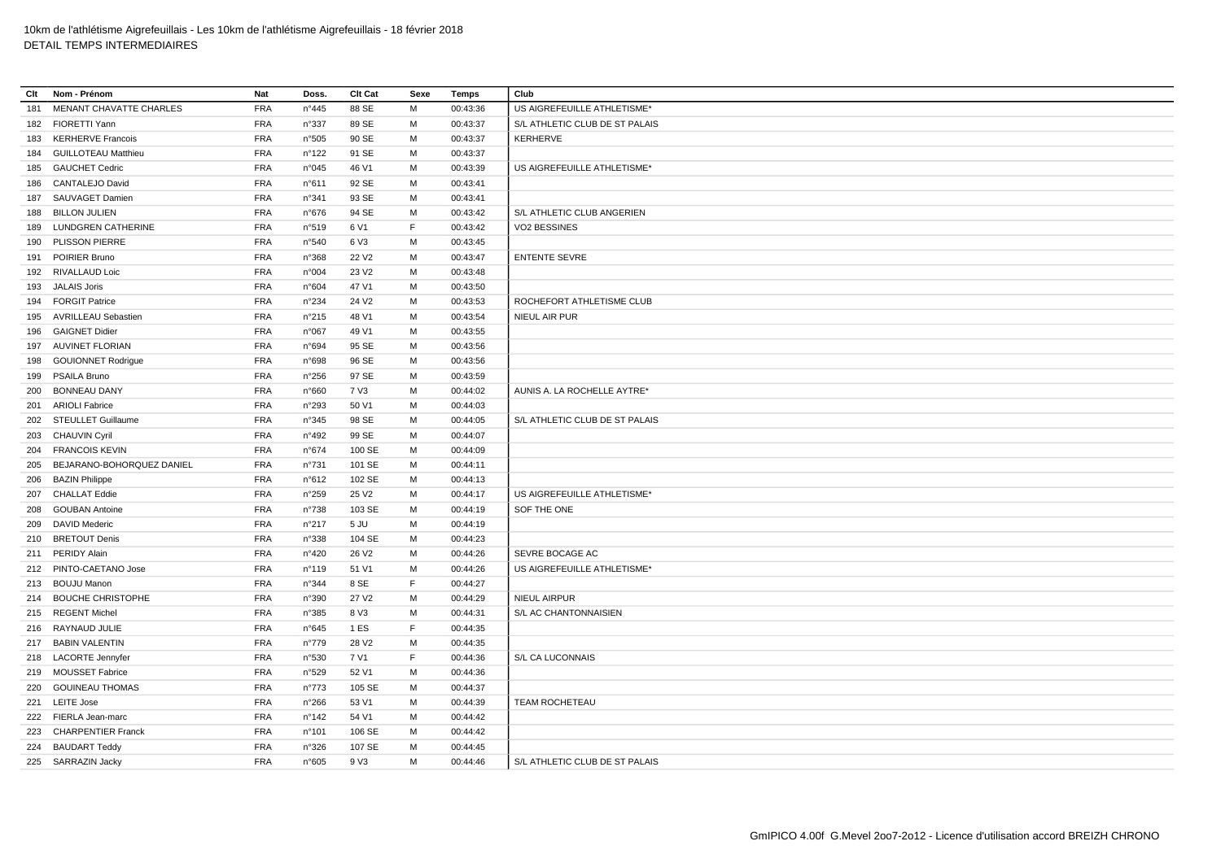| Clt | Nom - Prénom | Nat | Doss. | Clt Cat | Sexe | Temps | Club |
|---|---|---|---|---|---|---|---|
| 181 | MENANT CHAVATTE CHARLES | FRA | n°445 | 88 SE | M | 00:43:36 | US AIGREFEUILLE ATHLETISME* |
| 182 | FIORETTI Yann | FRA | n°337 | 89 SE | M | 00:43:37 | S/L ATHLETIC CLUB DE ST PALAIS |
| 183 | KERHERVE Francois | FRA | n°505 | 90 SE | M | 00:43:37 | KERHERVE |
| 184 | GUILLOTEAU Matthieu | FRA | n°122 | 91 SE | M | 00:43:37 | |
| 185 | GAUCHET Cedric | FRA | n°045 | 46 V1 | M | 00:43:39 | US AIGREFEUILLE ATHLETISME* |
| 186 | CANTALEJO David | FRA | n°611 | 92 SE | M | 00:43:41 | |
| 187 | SAUVAGET Damien | FRA | n°341 | 93 SE | M | 00:43:41 | |
| 188 | BILLON JULIEN | FRA | n°676 | 94 SE | M | 00:43:42 | S/L ATHLETIC CLUB ANGERIEN |
| 189 | LUNDGREN CATHERINE | FRA | n°519 | 6 V1 | F | 00:43:42 | VO2 BESSINES |
| 190 | PLISSON PIERRE | FRA | n°540 | 6 V3 | M | 00:43:45 | |
| 191 | POIRIER Bruno | FRA | n°368 | 22 V2 | M | 00:43:47 | ENTENTE SEVRE |
| 192 | RIVALLAUD Loic | FRA | n°004 | 23 V2 | M | 00:43:48 | |
| 193 | JALAIS Joris | FRA | n°604 | 47 V1 | M | 00:43:50 | |
| 194 | FORGIT Patrice | FRA | n°234 | 24 V2 | M | 00:43:53 | ROCHEFORT ATHLETISME CLUB |
| 195 | AVRILLEAU Sebastien | FRA | n°215 | 48 V1 | M | 00:43:54 | NIEUL AIR PUR |
| 196 | GAIGNET Didier | FRA | n°067 | 49 V1 | M | 00:43:55 | |
| 197 | AUVINET FLORIAN | FRA | n°694 | 95 SE | M | 00:43:56 | |
| 198 | GOUIONNET Rodrigue | FRA | n°698 | 96 SE | M | 00:43:56 | |
| 199 | PSAILA Bruno | FRA | n°256 | 97 SE | M | 00:43:59 | |
| 200 | BONNEAU DANY | FRA | n°660 | 7 V3 | M | 00:44:02 | AUNIS A. LA ROCHELLE AYTRE* |
| 201 | ARIOLI Fabrice | FRA | n°293 | 50 V1 | M | 00:44:03 | |
| 202 | STEULLET Guillaume | FRA | n°345 | 98 SE | M | 00:44:05 | S/L ATHLETIC CLUB DE ST PALAIS |
| 203 | CHAUVIN Cyril | FRA | n°492 | 99 SE | M | 00:44:07 | |
| 204 | FRANCOIS KEVIN | FRA | n°674 | 100 SE | M | 00:44:09 | |
| 205 | BEJARANO-BOHORQUEZ DANIEL | FRA | n°731 | 101 SE | M | 00:44:11 | |
| 206 | BAZIN Philippe | FRA | n°612 | 102 SE | M | 00:44:13 | |
| 207 | CHALLAT Eddie | FRA | n°259 | 25 V2 | M | 00:44:17 | US AIGREFEUILLE ATHLETISME* |
| 208 | GOUBAN Antoine | FRA | n°738 | 103 SE | M | 00:44:19 | SOF THE ONE |
| 209 | DAVID Mederic | FRA | n°217 | 5 JU | M | 00:44:19 | |
| 210 | BRETOUT Denis | FRA | n°338 | 104 SE | M | 00:44:23 | |
| 211 | PERIDY Alain | FRA | n°420 | 26 V2 | M | 00:44:26 | SEVRE BOCAGE AC |
| 212 | PINTO-CAETANO Jose | FRA | n°119 | 51 V1 | M | 00:44:26 | US AIGREFEUILLE ATHLETISME* |
| 213 | BOUJU Manon | FRA | n°344 | 8 SE | F | 00:44:27 | |
| 214 | BOUCHE CHRISTOPHE | FRA | n°390 | 27 V2 | M | 00:44:29 | NIEUL AIRPUR |
| 215 | REGENT Michel | FRA | n°385 | 8 V3 | M | 00:44:31 | S/L AC CHANTONNAISIEN |
| 216 | RAYNAUD JULIE | FRA | n°645 | 1 ES | F | 00:44:35 | |
| 217 | BABIN VALENTIN | FRA | n°779 | 28 V2 | M | 00:44:35 | |
| 218 | LACORTE Jennyfer | FRA | n°530 | 7 V1 | F | 00:44:36 | S/L CA LUCONNAIS |
| 219 | MOUSSET Fabrice | FRA | n°529 | 52 V1 | M | 00:44:36 | |
| 220 | GOUINEAU THOMAS | FRA | n°773 | 105 SE | M | 00:44:37 | |
| 221 | LEITE Jose | FRA | n°266 | 53 V1 | M | 00:44:39 | TEAM ROCHETEAU |
| 222 | FIERLA Jean-marc | FRA | n°142 | 54 V1 | M | 00:44:42 | |
| 223 | CHARPENTIER Franck | FRA | n°101 | 106 SE | M | 00:44:42 | |
| 224 | BAUDART Teddy | FRA | n°326 | 107 SE | M | 00:44:45 | |
| 225 | SARRAZIN Jacky | FRA | n°605 | 9 V3 | M | 00:44:46 | S/L ATHLETIC CLUB DE ST PALAIS |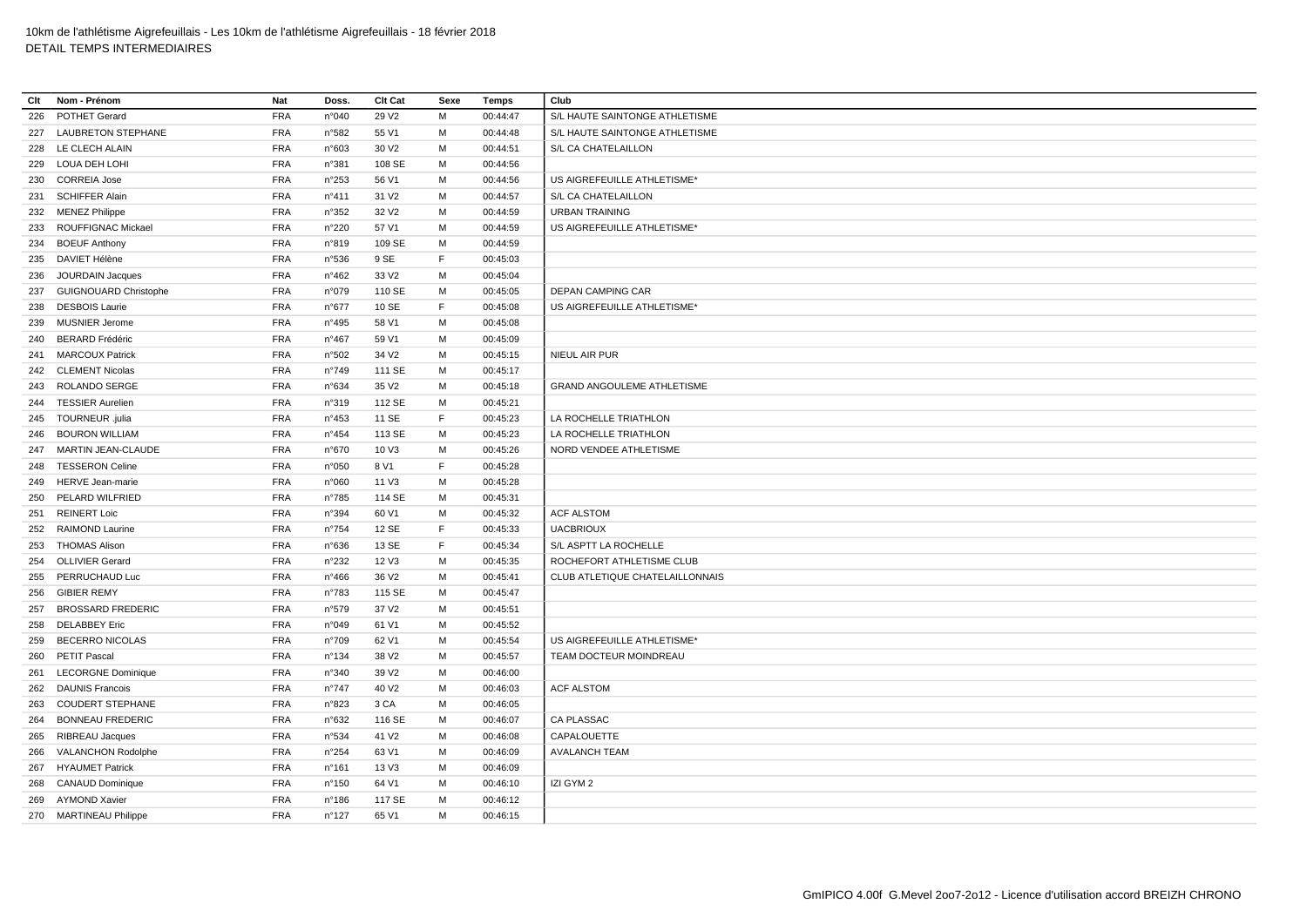10km de l'athlétisme Aigrefeuillais - Les 10km de l'athlétisme Aigrefeuillais - 18 février 2018
DETAIL TEMPS INTERMEDIAIRES

| Clt | Nom - Prénom | Nat | Doss. | Clt Cat | Sexe | Temps | Club |
|---|---|---|---|---|---|---|---|
| 226 | POTHET Gerard | FRA | n°040 | 29 V2 | M | 00:44:47 | S/L HAUTE SAINTONGE ATHLETISME |
| 227 | LAUBRETON STEPHANE | FRA | n°582 | 55 V1 | M | 00:44:48 | S/L HAUTE SAINTONGE ATHLETISME |
| 228 | LE CLECH ALAIN | FRA | n°603 | 30 V2 | M | 00:44:51 | S/L CA CHATELAILLON |
| 229 | LOUA DEH LOHI | FRA | n°381 | 108 SE | M | 00:44:56 | |
| 230 | CORREIA Jose | FRA | n°253 | 56 V1 | M | 00:44:56 | US AIGREFEUILLE ATHLETISME* |
| 231 | SCHIFFER Alain | FRA | n°411 | 31 V2 | M | 00:44:57 | S/L CA CHATELAILLON |
| 232 | MENEZ Philippe | FRA | n°352 | 32 V2 | M | 00:44:59 | URBAN TRAINING |
| 233 | ROUFFIGNAC Mickael | FRA | n°220 | 57 V1 | M | 00:44:59 | US AIGREFEUILLE ATHLETISME* |
| 234 | BOEUF Anthony | FRA | n°819 | 109 SE | M | 00:44:59 | |
| 235 | DAVIET Hélène | FRA | n°536 | 9 SE | F | 00:45:03 | |
| 236 | JOURDAIN Jacques | FRA | n°462 | 33 V2 | M | 00:45:04 | |
| 237 | GUIGNOUARD Christophe | FRA | n°079 | 110 SE | M | 00:45:05 | DEPAN CAMPING CAR |
| 238 | DESBOIS Laurie | FRA | n°677 | 10 SE | F | 00:45:08 | US AIGREFEUILLE ATHLETISME* |
| 239 | MUSNIER Jerome | FRA | n°495 | 58 V1 | M | 00:45:08 | |
| 240 | BERARD Frédéric | FRA | n°467 | 59 V1 | M | 00:45:09 | |
| 241 | MARCOUX Patrick | FRA | n°502 | 34 V2 | M | 00:45:15 | NIEUL AIR PUR |
| 242 | CLEMENT Nicolas | FRA | n°749 | 111 SE | M | 00:45:17 | |
| 243 | ROLANDO SERGE | FRA | n°634 | 35 V2 | M | 00:45:18 | GRAND ANGOULEME ATHLETISME |
| 244 | TESSIER Aurelien | FRA | n°319 | 112 SE | M | 00:45:21 | |
| 245 | TOURNEUR .julia | FRA | n°453 | 11 SE | F | 00:45:23 | LA ROCHELLE TRIATHLON |
| 246 | BOURON WILLIAM | FRA | n°454 | 113 SE | M | 00:45:23 | LA ROCHELLE TRIATHLON |
| 247 | MARTIN JEAN-CLAUDE | FRA | n°670 | 10 V3 | M | 00:45:26 | NORD VENDEE ATHLETISME |
| 248 | TESSERON Celine | FRA | n°050 | 8 V1 | F | 00:45:28 | |
| 249 | HERVE Jean-marie | FRA | n°060 | 11 V3 | M | 00:45:28 | |
| 250 | PELARD WILFRIED | FRA | n°785 | 114 SE | M | 00:45:31 | |
| 251 | REINERT Loic | FRA | n°394 | 60 V1 | M | 00:45:32 | ACF ALSTOM |
| 252 | RAIMOND Laurine | FRA | n°754 | 12 SE | F | 00:45:33 | UACBRIOUX |
| 253 | THOMAS Alison | FRA | n°636 | 13 SE | F | 00:45:34 | S/L ASPTT LA ROCHELLE |
| 254 | OLLIVIER Gerard | FRA | n°232 | 12 V3 | M | 00:45:35 | ROCHEFORT ATHLETISME CLUB |
| 255 | PERRUCHAUD Luc | FRA | n°466 | 36 V2 | M | 00:45:41 | CLUB ATLETIQUE CHATELAILLONNAIS |
| 256 | GIBIER REMY | FRA | n°783 | 115 SE | M | 00:45:47 | |
| 257 | BROSSARD FREDERIC | FRA | n°579 | 37 V2 | M | 00:45:51 | |
| 258 | DELABBEY Eric | FRA | n°049 | 61 V1 | M | 00:45:52 | |
| 259 | BECERRO NICOLAS | FRA | n°709 | 62 V1 | M | 00:45:54 | US AIGREFEUILLE ATHLETISME* |
| 260 | PETIT Pascal | FRA | n°134 | 38 V2 | M | 00:45:57 | TEAM DOCTEUR MOINDREAU |
| 261 | LECORGNE Dominique | FRA | n°340 | 39 V2 | M | 00:46:00 | |
| 262 | DAUNIS Francois | FRA | n°747 | 40 V2 | M | 00:46:03 | ACF ALSTOM |
| 263 | COUDERT STEPHANE | FRA | n°823 | 3 CA | M | 00:46:05 | |
| 264 | BONNEAU FREDERIC | FRA | n°632 | 116 SE | M | 00:46:07 | CA PLASSAC |
| 265 | RIBREAU Jacques | FRA | n°534 | 41 V2 | M | 00:46:08 | CAPALOUETTE |
| 266 | VALANCHON Rodolphe | FRA | n°254 | 63 V1 | M | 00:46:09 | AVALANCH TEAM |
| 267 | HYAUMET Patrick | FRA | n°161 | 13 V3 | M | 00:46:09 | |
| 268 | CANAUD Dominique | FRA | n°150 | 64 V1 | M | 00:46:10 | IZI GYM 2 |
| 269 | AYMOND Xavier | FRA | n°186 | 117 SE | M | 00:46:12 | |
| 270 | MARTINEAU Philippe | FRA | n°127 | 65 V1 | M | 00:46:15 | |

GmIPICO 4.00f G.Mevel 2oo7-2o12 - Licence d'utilisation accord BREIZH CHRONO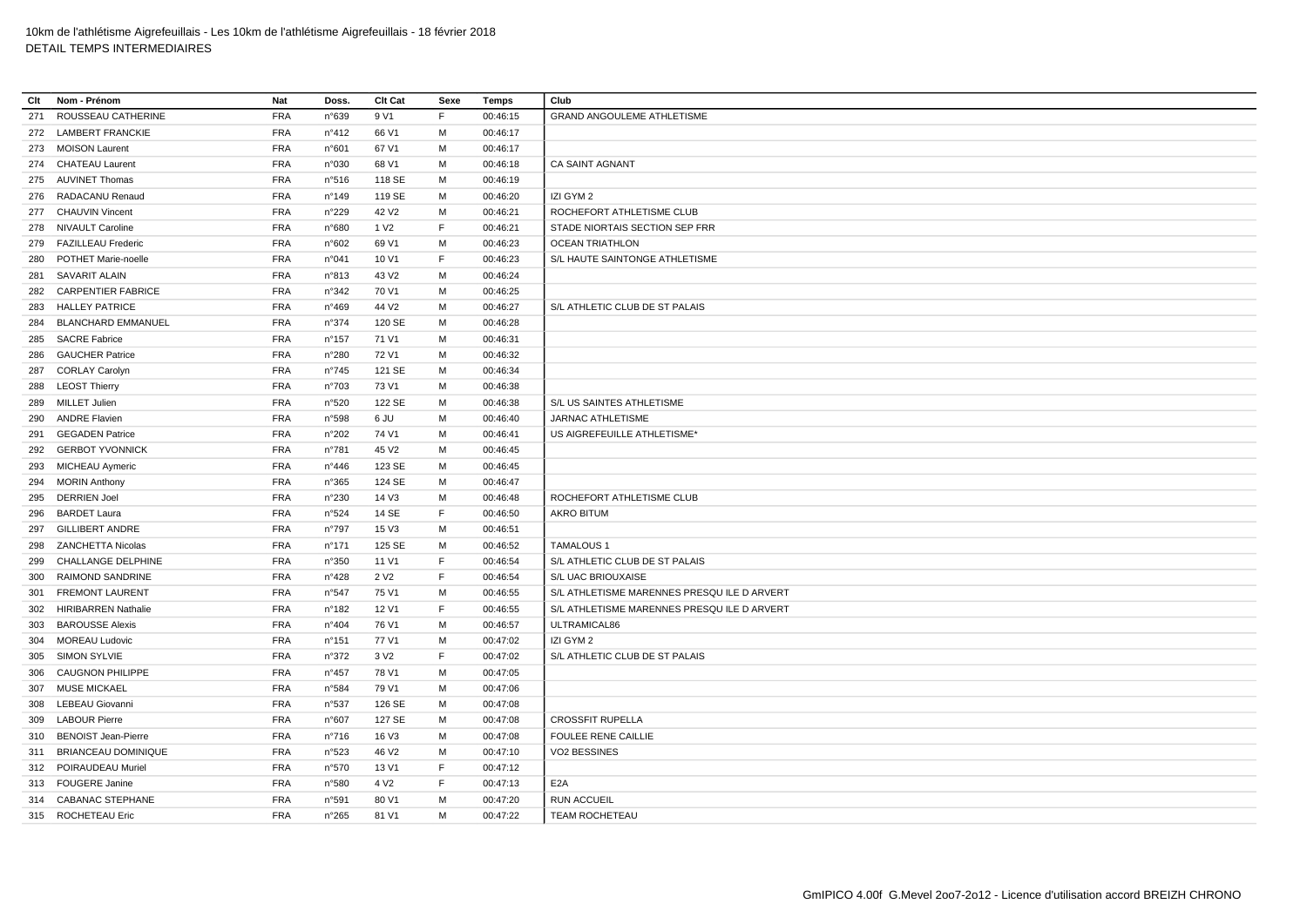10km de l'athlétisme Aigrefeuillais - Les 10km de l'athlétisme Aigrefeuillais - 18 février 2018
DETAIL TEMPS INTERMEDIAIRES

| Clt | Nom - Prénom | Nat | Doss. | Clt Cat | Sexe | Temps | Club |
|---|---|---|---|---|---|---|---|
| 271 | ROUSSEAU CATHERINE | FRA | n°639 | 9 V1 | F | 00:46:15 | GRAND ANGOULEME ATHLETISME |
| 272 | LAMBERT FRANCKIE | FRA | n°412 | 66 V1 | M | 00:46:17 | |
| 273 | MOISON Laurent | FRA | n°601 | 67 V1 | M | 00:46:17 | |
| 274 | CHATEAU Laurent | FRA | n°030 | 68 V1 | M | 00:46:18 | CA SAINT AGNANT |
| 275 | AUVINET Thomas | FRA | n°516 | 118 SE | M | 00:46:19 | |
| 276 | RADACANU Renaud | FRA | n°149 | 119 SE | M | 00:46:20 | IZI GYM 2 |
| 277 | CHAUVIN Vincent | FRA | n°229 | 42 V2 | M | 00:46:21 | ROCHEFORT ATHLETISME CLUB |
| 278 | NIVAULT Caroline | FRA | n°680 | 1 V2 | F | 00:46:21 | STADE NIORTAIS SECTION SEP FRR |
| 279 | FAZILLEAU Frederic | FRA | n°602 | 69 V1 | M | 00:46:23 | OCEAN TRIATHLON |
| 280 | POTHET Marie-noelle | FRA | n°041 | 10 V1 | F | 00:46:23 | S/L HAUTE SAINTONGE ATHLETISME |
| 281 | SAVARIT ALAIN | FRA | n°813 | 43 V2 | M | 00:46:24 | |
| 282 | CARPENTIER FABRICE | FRA | n°342 | 70 V1 | M | 00:46:25 | |
| 283 | HALLEY PATRICE | FRA | n°469 | 44 V2 | M | 00:46:27 | S/L ATHLETIC CLUB DE ST PALAIS |
| 284 | BLANCHARD EMMANUEL | FRA | n°374 | 120 SE | M | 00:46:28 | |
| 285 | SACRE Fabrice | FRA | n°157 | 71 V1 | M | 00:46:31 | |
| 286 | GAUCHER Patrice | FRA | n°280 | 72 V1 | M | 00:46:32 | |
| 287 | CORLAY Carolyn | FRA | n°745 | 121 SE | M | 00:46:34 | |
| 288 | LEOST Thierry | FRA | n°703 | 73 V1 | M | 00:46:38 | |
| 289 | MILLET Julien | FRA | n°520 | 122 SE | M | 00:46:38 | S/L US SAINTES ATHLETISME |
| 290 | ANDRE Flavien | FRA | n°598 | 6 JU | M | 00:46:40 | JARNAC ATHLETISME |
| 291 | GEGADEN Patrice | FRA | n°202 | 74 V1 | M | 00:46:41 | US AIGREFEUILLE ATHLETISME* |
| 292 | GERBOT YVONNICK | FRA | n°781 | 45 V2 | M | 00:46:45 | |
| 293 | MICHEAU Aymeric | FRA | n°446 | 123 SE | M | 00:46:45 | |
| 294 | MORIN Anthony | FRA | n°365 | 124 SE | M | 00:46:47 | |
| 295 | DERRIEN Joel | FRA | n°230 | 14 V3 | M | 00:46:48 | ROCHEFORT ATHLETISME CLUB |
| 296 | BARDET Laura | FRA | n°524 | 14 SE | F | 00:46:50 | AKRO BITUM |
| 297 | GILLIBERT ANDRE | FRA | n°797 | 15 V3 | M | 00:46:51 | |
| 298 | ZANCHETTA Nicolas | FRA | n°171 | 125 SE | M | 00:46:52 | TAMALOUS 1 |
| 299 | CHALLANGE DELPHINE | FRA | n°350 | 11 V1 | F | 00:46:54 | S/L ATHLETIC CLUB DE ST PALAIS |
| 300 | RAIMOND SANDRINE | FRA | n°428 | 2 V2 | F | 00:46:54 | S/L UAC BRIOUXAISE |
| 301 | FREMONT LAURENT | FRA | n°547 | 75 V1 | M | 00:46:55 | S/L ATHLETISME MARENNES PRESQU ILE D ARVERT |
| 302 | HIRIBARREN Nathalie | FRA | n°182 | 12 V1 | F | 00:46:55 | S/L ATHLETISME MARENNES PRESQU ILE D ARVERT |
| 303 | BAROUSSE Alexis | FRA | n°404 | 76 V1 | M | 00:46:57 | ULTRAMICAL86 |
| 304 | MOREAU Ludovic | FRA | n°151 | 77 V1 | M | 00:47:02 | IZI GYM 2 |
| 305 | SIMON SYLVIE | FRA | n°372 | 3 V2 | F | 00:47:02 | S/L ATHLETIC CLUB DE ST PALAIS |
| 306 | CAUGNON PHILIPPE | FRA | n°457 | 78 V1 | M | 00:47:05 | |
| 307 | MUSE MICKAEL | FRA | n°584 | 79 V1 | M | 00:47:06 | |
| 308 | LEBEAU Giovanni | FRA | n°537 | 126 SE | M | 00:47:08 | |
| 309 | LABOUR Pierre | FRA | n°607 | 127 SE | M | 00:47:08 | CROSSFIT RUPELLA |
| 310 | BENOIST Jean-Pierre | FRA | n°716 | 16 V3 | M | 00:47:08 | FOULEE RENE CAILLIE |
| 311 | BRIANCEAU DOMINIQUE | FRA | n°523 | 46 V2 | M | 00:47:10 | VO2 BESSINES |
| 312 | POIRAUDEAU Muriel | FRA | n°570 | 13 V1 | F | 00:47:12 | |
| 313 | FOUGERE Janine | FRA | n°580 | 4 V2 | F | 00:47:13 | E2A |
| 314 | CABANAC STEPHANE | FRA | n°591 | 80 V1 | M | 00:47:20 | RUN ACCUEIL |
| 315 | ROCHETEAU Eric | FRA | n°265 | 81 V1 | M | 00:47:22 | TEAM ROCHETEAU |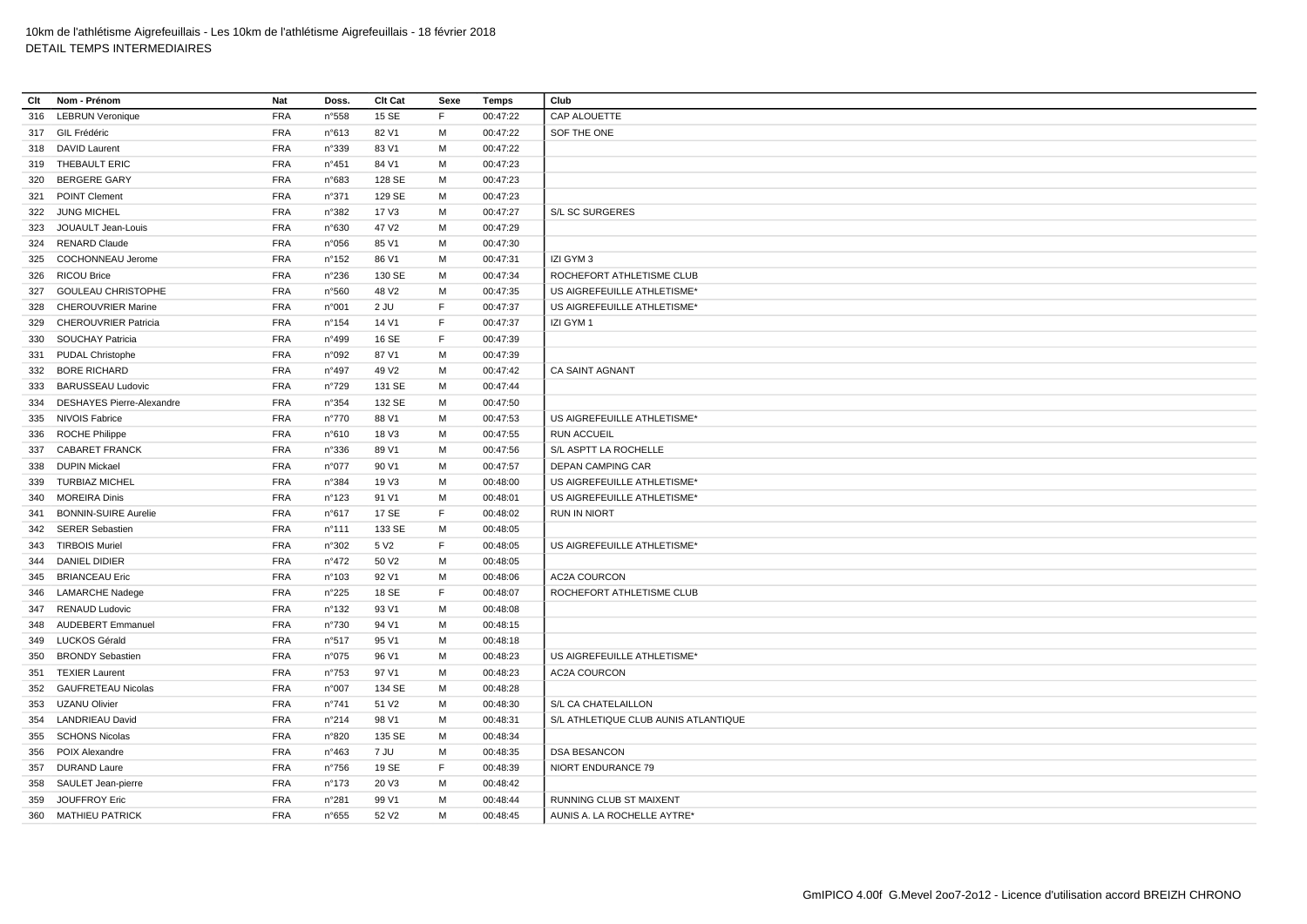10km de l'athlétisme Aigrefeuillais - Les 10km de l'athlétisme Aigrefeuillais - 18 février 2018
DETAIL TEMPS INTERMEDIAIRES

| Clt | Nom - Prénom | Nat | Doss. | Clt Cat | Sexe | Temps | Club |
|---|---|---|---|---|---|---|---|
| 316 | LEBRUN Veronique | FRA | n°558 | 15 SE | F | 00:47:22 | CAP ALOUETTE |
| 317 | GIL Frédéric | FRA | n°613 | 82 V1 | M | 00:47:22 | SOF THE ONE |
| 318 | DAVID Laurent | FRA | n°339 | 83 V1 | M | 00:47:22 | |
| 319 | THEBAULT ERIC | FRA | n°451 | 84 V1 | M | 00:47:23 | |
| 320 | BERGERE GARY | FRA | n°683 | 128 SE | M | 00:47:23 | |
| 321 | POINT Clement | FRA | n°371 | 129 SE | M | 00:47:23 | |
| 322 | JUNG MICHEL | FRA | n°382 | 17 V3 | M | 00:47:27 | S/L SC SURGERES |
| 323 | JOUAULT Jean-Louis | FRA | n°630 | 47 V2 | M | 00:47:29 | |
| 324 | RENARD Claude | FRA | n°056 | 85 V1 | M | 00:47:30 | |
| 325 | COCHONNEAU Jerome | FRA | n°152 | 86 V1 | M | 00:47:31 | IZI GYM 3 |
| 326 | RICOU Brice | FRA | n°236 | 130 SE | M | 00:47:34 | ROCHEFORT ATHLETISME CLUB |
| 327 | GOULEAU CHRISTOPHE | FRA | n°560 | 48 V2 | M | 00:47:35 | US AIGREFEUILLE ATHLETISME* |
| 328 | CHEROUVRIER Marine | FRA | n°001 | 2 JU | F | 00:47:37 | US AIGREFEUILLE ATHLETISME* |
| 329 | CHEROUVRIER Patricia | FRA | n°154 | 14 V1 | F | 00:47:37 | IZI GYM 1 |
| 330 | SOUCHAY Patricia | FRA | n°499 | 16 SE | F | 00:47:39 | |
| 331 | PUDAL Christophe | FRA | n°092 | 87 V1 | M | 00:47:39 | |
| 332 | BORE RICHARD | FRA | n°497 | 49 V2 | M | 00:47:42 | CA SAINT AGNANT |
| 333 | BARUSSEAU Ludovic | FRA | n°729 | 131 SE | M | 00:47:44 | |
| 334 | DESHAYES Pierre-Alexandre | FRA | n°354 | 132 SE | M | 00:47:50 | |
| 335 | NIVOIS Fabrice | FRA | n°770 | 88 V1 | M | 00:47:53 | US AIGREFEUILLE ATHLETISME* |
| 336 | ROCHE Philippe | FRA | n°610 | 18 V3 | M | 00:47:55 | RUN ACCUEIL |
| 337 | CABARET FRANCK | FRA | n°336 | 89 V1 | M | 00:47:56 | S/L ASPTT LA ROCHELLE |
| 338 | DUPIN Mickael | FRA | n°077 | 90 V1 | M | 00:47:57 | DEPAN CAMPING CAR |
| 339 | TURBIAZ MICHEL | FRA | n°384 | 19 V3 | M | 00:48:00 | US AIGREFEUILLE ATHLETISME* |
| 340 | MOREIRA Dinis | FRA | n°123 | 91 V1 | M | 00:48:01 | US AIGREFEUILLE ATHLETISME* |
| 341 | BONNIN-SUIRE Aurelie | FRA | n°617 | 17 SE | F | 00:48:02 | RUN IN NIORT |
| 342 | SERER Sebastien | FRA | n°111 | 133 SE | M | 00:48:05 | |
| 343 | TIRBOIS Muriel | FRA | n°302 | 5 V2 | F | 00:48:05 | US AIGREFEUILLE ATHLETISME* |
| 344 | DANIEL DIDIER | FRA | n°472 | 50 V2 | M | 00:48:05 | |
| 345 | BRIANCEAU Eric | FRA | n°103 | 92 V1 | M | 00:48:06 | AC2A COURCON |
| 346 | LAMARCHE Nadege | FRA | n°225 | 18 SE | F | 00:48:07 | ROCHEFORT ATHLETISME CLUB |
| 347 | RENAUD Ludovic | FRA | n°132 | 93 V1 | M | 00:48:08 | |
| 348 | AUDEBERT Emmanuel | FRA | n°730 | 94 V1 | M | 00:48:15 | |
| 349 | LUCKOS Gérald | FRA | n°517 | 95 V1 | M | 00:48:18 | |
| 350 | BRONDY Sebastien | FRA | n°075 | 96 V1 | M | 00:48:23 | US AIGREFEUILLE ATHLETISME* |
| 351 | TEXIER Laurent | FRA | n°753 | 97 V1 | M | 00:48:23 | AC2A COURCON |
| 352 | GAUFRETEAU Nicolas | FRA | n°007 | 134 SE | M | 00:48:28 | |
| 353 | UZANU Olivier | FRA | n°741 | 51 V2 | M | 00:48:30 | S/L CA CHATELAILLON |
| 354 | LANDRIEAU David | FRA | n°214 | 98 V1 | M | 00:48:31 | S/L ATHLETIQUE CLUB AUNIS ATLANTIQUE |
| 355 | SCHONS Nicolas | FRA | n°820 | 135 SE | M | 00:48:34 | |
| 356 | POIX Alexandre | FRA | n°463 | 7 JU | M | 00:48:35 | DSA BESANCON |
| 357 | DURAND Laure | FRA | n°756 | 19 SE | F | 00:48:39 | NIORT ENDURANCE 79 |
| 358 | SAULET Jean-pierre | FRA | n°173 | 20 V3 | M | 00:48:42 | |
| 359 | JOUFFROY Eric | FRA | n°281 | 99 V1 | M | 00:48:44 | RUNNING CLUB ST MAIXENT |
| 360 | MATHIEU PATRICK | FRA | n°655 | 52 V2 | M | 00:48:45 | AUNIS A. LA ROCHELLE AYTRE* |

GmIPICO 4.00f G.Mevel 2oo7-2o12 - Licence d'utilisation accord BREIZH CHRONO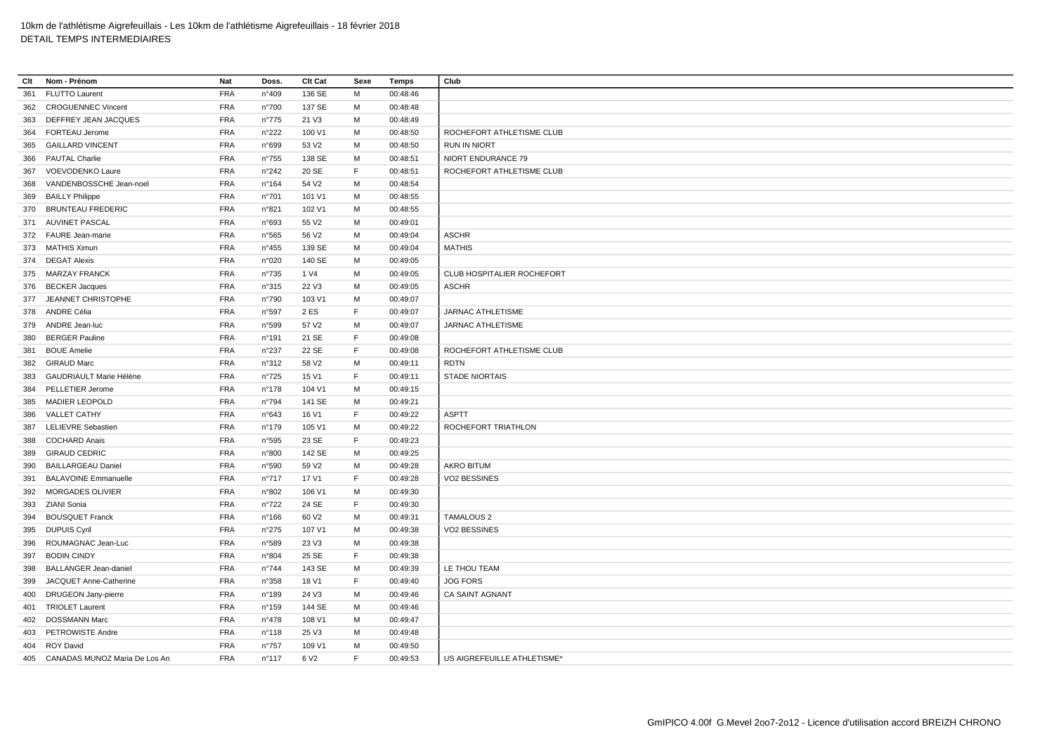10km de l'athlétisme Aigrefeuillais - Les 10km de l'athlétisme Aigrefeuillais - 18 février 2018
DETAIL TEMPS INTERMEDIAIRES

| Clt | Nom - Prénom | Nat | Doss. | Clt Cat | Sexe | Temps | Club |
|---|---|---|---|---|---|---|---|
| 361 | FLUTTO Laurent | FRA | n°409 | 136 SE | M | 00:48:46 | |
| 362 | CROGUENNEC Vincent | FRA | n°700 | 137 SE | M | 00:48:48 | |
| 363 | DEFFREY JEAN JACQUES | FRA | n°775 | 21 V3 | M | 00:48:49 | |
| 364 | FORTEAU Jerome | FRA | n°222 | 100 V1 | M | 00:48:50 | ROCHEFORT ATHLETISME CLUB |
| 365 | GAILLARD VINCENT | FRA | n°699 | 53 V2 | M | 00:48:50 | RUN IN NIORT |
| 366 | PAUTAL Charlie | FRA | n°755 | 138 SE | M | 00:48:51 | NIORT ENDURANCE 79 |
| 367 | VOEVODENKO Laure | FRA | n°242 | 20 SE | F | 00:48:51 | ROCHEFORT ATHLETISME CLUB |
| 368 | VANDENBOSSCHE Jean-noel | FRA | n°164 | 54 V2 | M | 00:48:54 | |
| 369 | BAILLY Philippe | FRA | n°701 | 101 V1 | M | 00:48:55 | |
| 370 | BRUNTEAU FREDERIC | FRA | n°821 | 102 V1 | M | 00:48:55 | |
| 371 | AUVINET PASCAL | FRA | n°693 | 55 V2 | M | 00:49:01 | |
| 372 | FAURE Jean-marie | FRA | n°565 | 56 V2 | M | 00:49:04 | ASCHR |
| 373 | MATHIS Ximun | FRA | n°455 | 139 SE | M | 00:49:04 | MATHIS |
| 374 | DEGAT Alexis | FRA | n°020 | 140 SE | M | 00:49:05 | |
| 375 | MARZAY FRANCK | FRA | n°735 | 1 V4 | M | 00:49:05 | CLUB HOSPITALIER ROCHEFORT |
| 376 | BECKER Jacques | FRA | n°315 | 22 V3 | M | 00:49:05 | ASCHR |
| 377 | JEANNET CHRISTOPHE | FRA | n°790 | 103 V1 | M | 00:49:07 | |
| 378 | ANDRE Célia | FRA | n°597 | 2 ES | F | 00:49:07 | JARNAC ATHLETISME |
| 379 | ANDRE Jean-luc | FRA | n°599 | 57 V2 | M | 00:49:07 | JARNAC ATHLETISME |
| 380 | BERGER Pauline | FRA | n°191 | 21 SE | F | 00:49:08 | |
| 381 | BOUE Amelie | FRA | n°237 | 22 SE | F | 00:49:08 | ROCHEFORT ATHLETISME CLUB |
| 382 | GIRAUD Marc | FRA | n°312 | 58 V2 | M | 00:49:11 | RDTN |
| 383 | GAUDRIAULT Marie Hélène | FRA | n°725 | 15 V1 | F | 00:49:11 | STADE NIORTAIS |
| 384 | PELLETIER Jerome | FRA | n°178 | 104 V1 | M | 00:49:15 | |
| 385 | MADIER LEOPOLD | FRA | n°794 | 141 SE | M | 00:49:21 | |
| 386 | VALLET CATHY | FRA | n°643 | 16 V1 | F | 00:49:22 | ASPTT |
| 387 | LELIEVRE Sebastien | FRA | n°179 | 105 V1 | M | 00:49:22 | ROCHEFORT TRIATHLON |
| 388 | COCHARD Anais | FRA | n°595 | 23 SE | F | 00:49:23 | |
| 389 | GIRAUD CEDRIC | FRA | n°800 | 142 SE | M | 00:49:25 | |
| 390 | BAILLARGEAU Daniel | FRA | n°590 | 59 V2 | M | 00:49:28 | AKRO BITUM |
| 391 | BALAVOINE Emmanuelle | FRA | n°717 | 17 V1 | F | 00:49:28 | VO2 BESSINES |
| 392 | MORGADES OLIVIER | FRA | n°802 | 106 V1 | M | 00:49:30 | |
| 393 | ZIANI Sonia | FRA | n°722 | 24 SE | F | 00:49:30 | |
| 394 | BOUSQUET Franck | FRA | n°166 | 60 V2 | M | 00:49:31 | TAMALOUS 2 |
| 395 | DUPUIS Cyril | FRA | n°275 | 107 V1 | M | 00:49:38 | VO2 BESSINES |
| 396 | ROUMAGNAC Jean-Luc | FRA | n°589 | 23 V3 | M | 00:49:38 | |
| 397 | BODIN CINDY | FRA | n°804 | 25 SE | F | 00:49:38 | |
| 398 | BALLANGER Jean-daniel | FRA | n°744 | 143 SE | M | 00:49:39 | LE THOU TEAM |
| 399 | JACQUET Anne-Catherine | FRA | n°358 | 18 V1 | F | 00:49:40 | JOG FORS |
| 400 | DRUGEON Jany-pierre | FRA | n°189 | 24 V3 | M | 00:49:46 | CA SAINT AGNANT |
| 401 | TRIOLET Laurent | FRA | n°159 | 144 SE | M | 00:49:46 | |
| 402 | DOSSMANN Marc | FRA | n°478 | 108 V1 | M | 00:49:47 | |
| 403 | PETROWISTE Andre | FRA | n°118 | 25 V3 | M | 00:49:48 | |
| 404 | ROY David | FRA | n°757 | 109 V1 | M | 00:49:50 | |
| 405 | CANADAS MUNOZ Maria De Los An | FRA | n°117 | 6 V2 | F | 00:49:53 | US AIGREFEUILLE ATHLETISME* |

GmIPICO 4.00f G.Mevel 2oo7-2o12 - Licence d'utilisation accord BREIZH CHRONO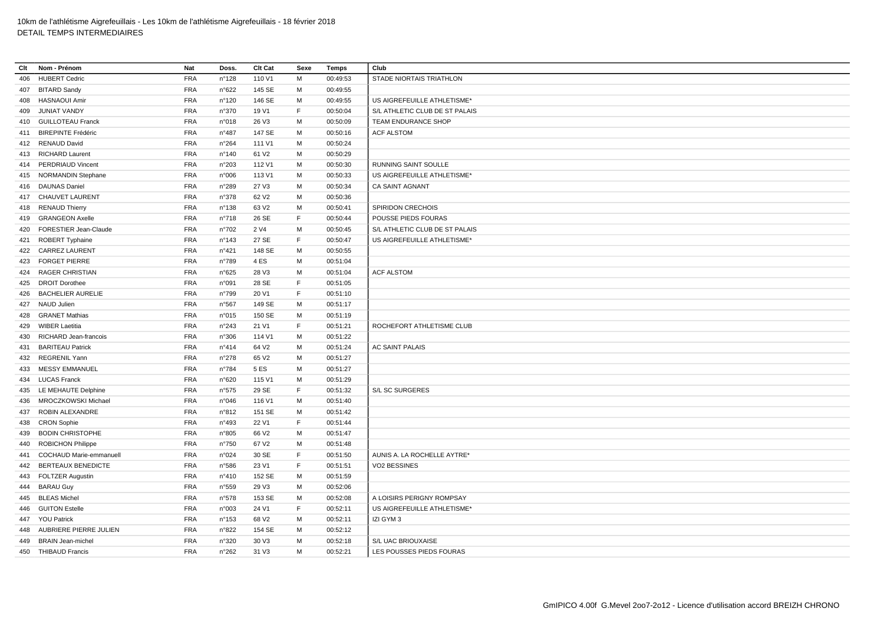| Clt | Nom - Prénom | Nat | Doss. | Clt Cat | Sexe | Temps | Club |
|---|---|---|---|---|---|---|---|
| 406 | HUBERT Cedric | FRA | n°128 | 110 V1 | M | 00:49:53 | STADE NIORTAIS TRIATHLON |
| 407 | BITARD Sandy | FRA | n°622 | 145 SE | M | 00:49:55 | |
| 408 | HASNAOUI Amir | FRA | n°120 | 146 SE | M | 00:49:55 | US AIGREFEUILLE ATHLETISME* |
| 409 | JUNIAT VANDY | FRA | n°370 | 19 V1 | F | 00:50:04 | S/L ATHLETIC CLUB DE ST PALAIS |
| 410 | GUILLOTEAU Franck | FRA | n°018 | 26 V3 | M | 00:50:09 | TEAM ENDURANCE SHOP |
| 411 | BIREPINTE Frédéric | FRA | n°487 | 147 SE | M | 00:50:16 | ACF ALSTOM |
| 412 | RENAUD David | FRA | n°264 | 111 V1 | M | 00:50:24 | |
| 413 | RICHARD Laurent | FRA | n°140 | 61 V2 | M | 00:50:29 | |
| 414 | PERDRIAUD Vincent | FRA | n°203 | 112 V1 | M | 00:50:30 | RUNNING SAINT SOULLE |
| 415 | NORMANDIN Stephane | FRA | n°006 | 113 V1 | M | 00:50:33 | US AIGREFEUILLE ATHLETISME* |
| 416 | DAUNAS Daniel | FRA | n°289 | 27 V3 | M | 00:50:34 | CA SAINT AGNANT |
| 417 | CHAUVET LAURENT | FRA | n°378 | 62 V2 | M | 00:50:36 | |
| 418 | RENAUD Thierry | FRA | n°138 | 63 V2 | M | 00:50:41 | SPIRIDON CRECHOIS |
| 419 | GRANGEON Axelle | FRA | n°718 | 26 SE | F | 00:50:44 | POUSSE PIEDS FOURAS |
| 420 | FORESTIER Jean-Claude | FRA | n°702 | 2 V4 | M | 00:50:45 | S/L ATHLETIC CLUB DE ST PALAIS |
| 421 | ROBERT Typhaine | FRA | n°143 | 27 SE | F | 00:50:47 | US AIGREFEUILLE ATHLETISME* |
| 422 | CARREZ LAURENT | FRA | n°421 | 148 SE | M | 00:50:55 | |
| 423 | FORGET PIERRE | FRA | n°789 | 4 ES | M | 00:51:04 | |
| 424 | RAGER CHRISTIAN | FRA | n°625 | 28 V3 | M | 00:51:04 | ACF ALSTOM |
| 425 | DROIT Dorothee | FRA | n°091 | 28 SE | F | 00:51:05 | |
| 426 | BACHELIER AURELIE | FRA | n°799 | 20 V1 | F | 00:51:10 | |
| 427 | NAUD Julien | FRA | n°567 | 149 SE | M | 00:51:17 | |
| 428 | GRANET Mathias | FRA | n°015 | 150 SE | M | 00:51:19 | |
| 429 | WIBER Laetitia | FRA | n°243 | 21 V1 | F | 00:51:21 | ROCHEFORT ATHLETISME CLUB |
| 430 | RICHARD Jean-francois | FRA | n°306 | 114 V1 | M | 00:51:22 | |
| 431 | BARITEAU Patrick | FRA | n°414 | 64 V2 | M | 00:51:24 | AC SAINT PALAIS |
| 432 | REGRENIL Yann | FRA | n°278 | 65 V2 | M | 00:51:27 | |
| 433 | MESSY EMMANUEL | FRA | n°784 | 5 ES | M | 00:51:27 | |
| 434 | LUCAS Franck | FRA | n°620 | 115 V1 | M | 00:51:29 | |
| 435 | LE MEHAUTE Delphine | FRA | n°575 | 29 SE | F | 00:51:32 | S/L SC SURGERES |
| 436 | MROCZKOWSKI Michael | FRA | n°046 | 116 V1 | M | 00:51:40 | |
| 437 | ROBIN ALEXANDRE | FRA | n°812 | 151 SE | M | 00:51:42 | |
| 438 | CRON Sophie | FRA | n°493 | 22 V1 | F | 00:51:44 | |
| 439 | BODIN CHRISTOPHE | FRA | n°805 | 66 V2 | M | 00:51:47 | |
| 440 | ROBICHON Philippe | FRA | n°750 | 67 V2 | M | 00:51:48 | |
| 441 | COCHAUD Marie-emmanuell | FRA | n°024 | 30 SE | F | 00:51:50 | AUNIS A. LA ROCHELLE AYTRE* |
| 442 | BERTEAUX BENEDICTE | FRA | n°586 | 23 V1 | F | 00:51:51 | VO2 BESSINES |
| 443 | FOLTZER Augustin | FRA | n°410 | 152 SE | M | 00:51:59 | |
| 444 | BARAU Guy | FRA | n°559 | 29 V3 | M | 00:52:06 | |
| 445 | BLEAS Michel | FRA | n°578 | 153 SE | M | 00:52:08 | A LOISIRS PERIGNY ROMPSAY |
| 446 | GUITON Estelle | FRA | n°003 | 24 V1 | F | 00:52:11 | US AIGREFEUILLE ATHLETISME* |
| 447 | YOU Patrick | FRA | n°153 | 68 V2 | M | 00:52:11 | IZI GYM 3 |
| 448 | AUBRIERE PIERRE JULIEN | FRA | n°822 | 154 SE | M | 00:52:12 | |
| 449 | BRAIN Jean-michel | FRA | n°320 | 30 V3 | M | 00:52:18 | S/L UAC BRIOUXAISE |
| 450 | THIBAUD Francis | FRA | n°262 | 31 V3 | M | 00:52:21 | LES POUSSES PIEDS FOURAS |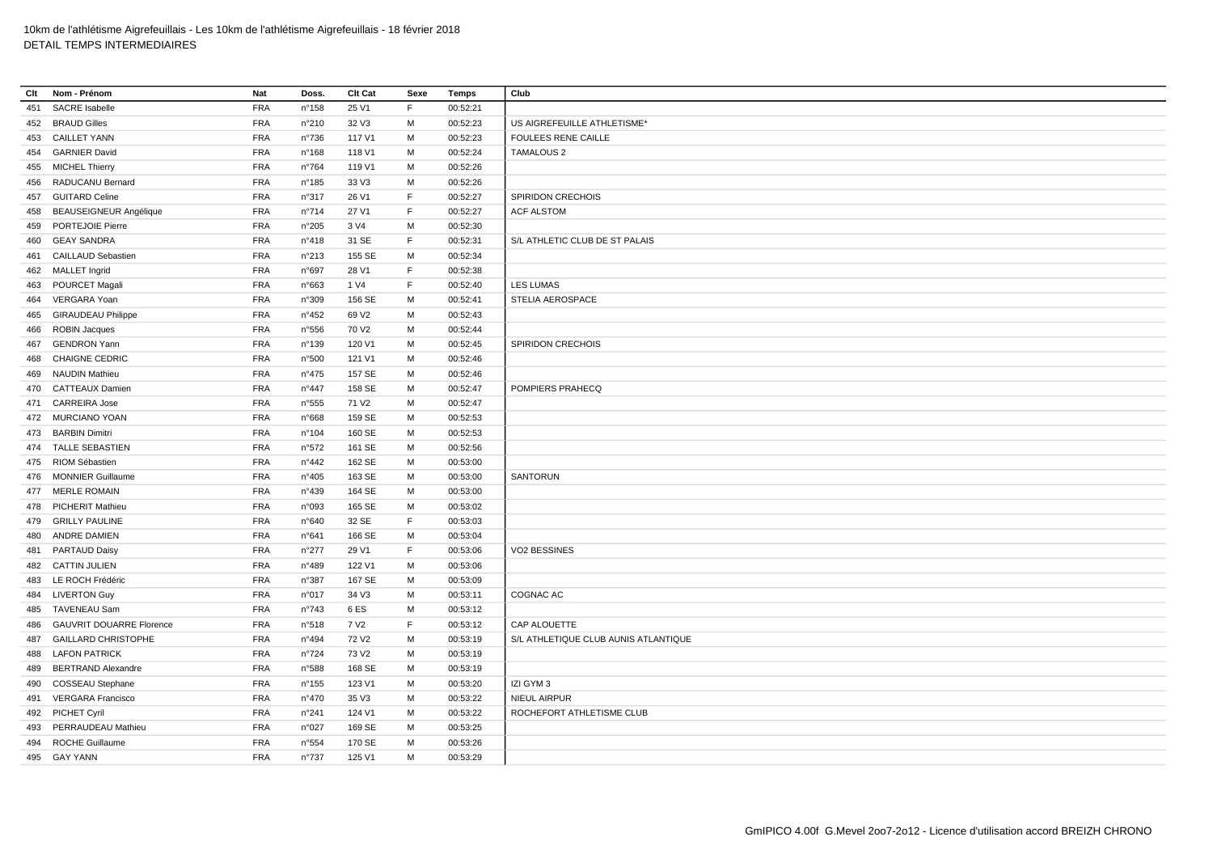10km de l'athlétisme Aigrefeuillais - Les 10km de l'athlétisme Aigrefeuillais - 18 février 2018
DETAIL TEMPS INTERMEDIAIRES

| Clt | Nom - Prénom | Nat | Doss. | Clt Cat | Sexe | Temps | Club |
|---|---|---|---|---|---|---|---|
| 451 | SACRE Isabelle | FRA | n°158 | 25 V1 | F | 00:52:21 | |
| 452 | BRAUD Gilles | FRA | n°210 | 32 V3 | M | 00:52:23 | US AIGREFEUILLE ATHLETISME* |
| 453 | CAILLET YANN | FRA | n°736 | 117 V1 | M | 00:52:23 | FOULEES RENE CAILLE |
| 454 | GARNIER David | FRA | n°168 | 118 V1 | M | 00:52:24 | TAMALOUS 2 |
| 455 | MICHEL Thierry | FRA | n°764 | 119 V1 | M | 00:52:26 | |
| 456 | RADUCANU Bernard | FRA | n°185 | 33 V3 | M | 00:52:26 | |
| 457 | GUITARD Celine | FRA | n°317 | 26 V1 | F | 00:52:27 | SPIRIDON CRECHOIS |
| 458 | BEAUSEIGNEUR Angélique | FRA | n°714 | 27 V1 | F | 00:52:27 | ACF ALSTOM |
| 459 | PORTEJOIE Pierre | FRA | n°205 | 3 V4 | M | 00:52:30 | |
| 460 | GEAY SANDRA | FRA | n°418 | 31 SE | F | 00:52:31 | S/L ATHLETIC CLUB DE ST PALAIS |
| 461 | CAILLAUD Sebastien | FRA | n°213 | 155 SE | M | 00:52:34 | |
| 462 | MALLET Ingrid | FRA | n°697 | 28 V1 | F | 00:52:38 | |
| 463 | POURCET Magali | FRA | n°663 | 1 V4 | F | 00:52:40 | LES LUMAS |
| 464 | VERGARA Yoan | FRA | n°309 | 156 SE | M | 00:52:41 | STELIA AEROSPACE |
| 465 | GIRAUDEAU Philippe | FRA | n°452 | 69 V2 | M | 00:52:43 | |
| 466 | ROBIN Jacques | FRA | n°556 | 70 V2 | M | 00:52:44 | |
| 467 | GENDRON Yann | FRA | n°139 | 120 V1 | M | 00:52:45 | SPIRIDON CRECHOIS |
| 468 | CHAIGNE CEDRIC | FRA | n°500 | 121 V1 | M | 00:52:46 | |
| 469 | NAUDIN Mathieu | FRA | n°475 | 157 SE | M | 00:52:46 | |
| 470 | CATTEAUX Damien | FRA | n°447 | 158 SE | M | 00:52:47 | POMPIERS PRAHECQ |
| 471 | CARREIRA Jose | FRA | n°555 | 71 V2 | M | 00:52:47 | |
| 472 | MURCIANO YOAN | FRA | n°668 | 159 SE | M | 00:52:53 | |
| 473 | BARBIN Dimitri | FRA | n°104 | 160 SE | M | 00:52:53 | |
| 474 | TALLE SEBASTIEN | FRA | n°572 | 161 SE | M | 00:52:56 | |
| 475 | RIOM Sébastien | FRA | n°442 | 162 SE | M | 00:53:00 | |
| 476 | MONNIER Guillaume | FRA | n°405 | 163 SE | M | 00:53:00 | SANTORUN |
| 477 | MERLE ROMAIN | FRA | n°439 | 164 SE | M | 00:53:00 | |
| 478 | PICHERIT Mathieu | FRA | n°093 | 165 SE | M | 00:53:02 | |
| 479 | GRILLY PAULINE | FRA | n°640 | 32 SE | F | 00:53:03 | |
| 480 | ANDRE DAMIEN | FRA | n°641 | 166 SE | M | 00:53:04 | |
| 481 | PARTAUD Daisy | FRA | n°277 | 29 V1 | F | 00:53:06 | VO2 BESSINES |
| 482 | CATTIN JULIEN | FRA | n°489 | 122 V1 | M | 00:53:06 | |
| 483 | LE ROCH Frédéric | FRA | n°387 | 167 SE | M | 00:53:09 | |
| 484 | LIVERTON Guy | FRA | n°017 | 34 V3 | M | 00:53:11 | COGNAC AC |
| 485 | TAVENEAU Sam | FRA | n°743 | 6 ES | M | 00:53:12 | |
| 486 | GAUVRIT DOUARRE Florence | FRA | n°518 | 7 V2 | F | 00:53:12 | CAP ALOUETTE |
| 487 | GAILLARD CHRISTOPHE | FRA | n°494 | 72 V2 | M | 00:53:19 | S/L ATHLETIQUE CLUB AUNIS ATLANTIQUE |
| 488 | LAFON PATRICK | FRA | n°724 | 73 V2 | M | 00:53:19 | |
| 489 | BERTRAND Alexandre | FRA | n°588 | 168 SE | M | 00:53:19 | |
| 490 | COSSEAU Stephane | FRA | n°155 | 123 V1 | M | 00:53:20 | IZI GYM 3 |
| 491 | VERGARA Francisco | FRA | n°470 | 35 V3 | M | 00:53:22 | NIEUL AIRPUR |
| 492 | PICHET Cyril | FRA | n°241 | 124 V1 | M | 00:53:22 | ROCHEFORT ATHLETISME CLUB |
| 493 | PERRAUDEAU Mathieu | FRA | n°027 | 169 SE | M | 00:53:25 | |
| 494 | ROCHE Guillaume | FRA | n°554 | 170 SE | M | 00:53:26 | |
| 495 | GAY YANN | FRA | n°737 | 125 V1 | M | 00:53:29 | |

GmIPICO 4.00f G.Mevel 2oo7-2o12 - Licence d'utilisation accord BREIZH CHRONO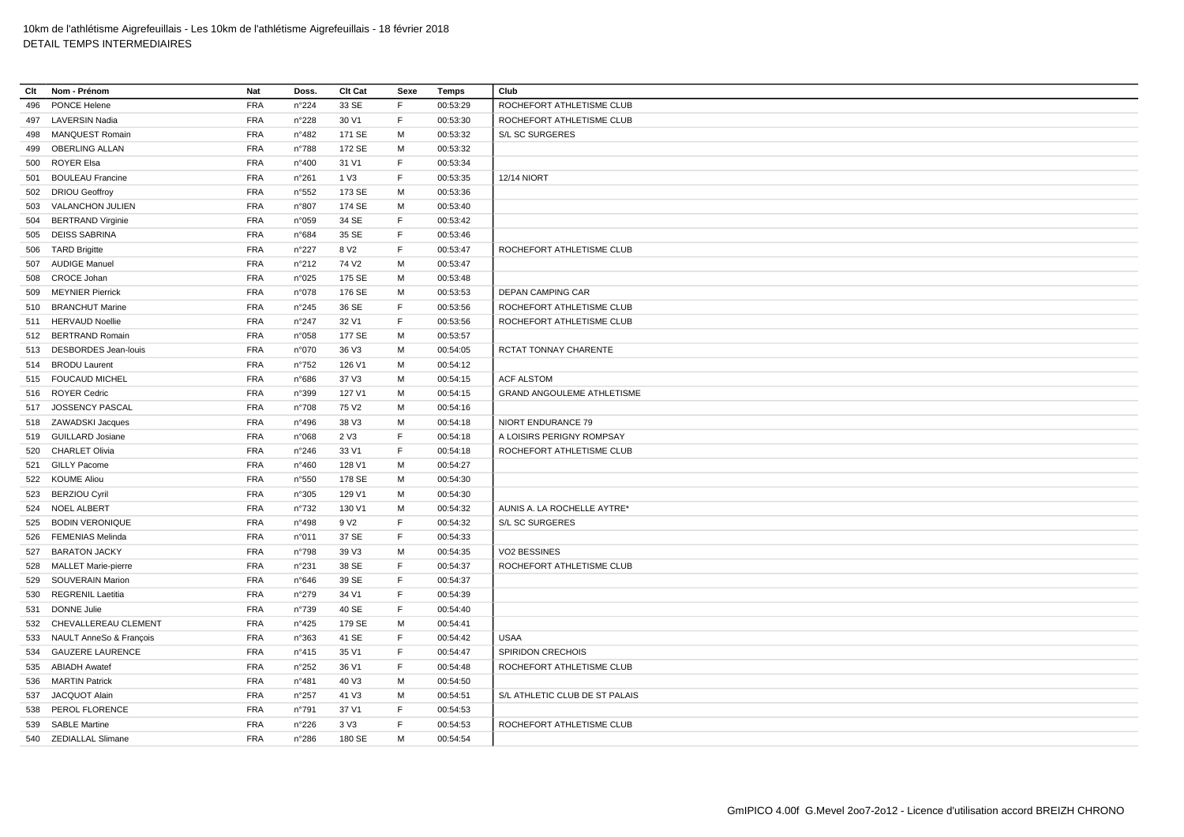10km de l'athlétisme Aigrefeuillais - Les 10km de l'athlétisme Aigrefeuillais - 18 février 2018
DETAIL TEMPS INTERMEDIAIRES

| Clt | Nom - Prénom | Nat | Doss. | Clt Cat | Sexe | Temps | Club |
|---|---|---|---|---|---|---|---|
| 496 | PONCE Helene | FRA | n°224 | 33 SE | F | 00:53:29 | ROCHEFORT ATHLETISME CLUB |
| 497 | LAVERSIN Nadia | FRA | n°228 | 30 V1 | F | 00:53:30 | ROCHEFORT ATHLETISME CLUB |
| 498 | MANQUEST Romain | FRA | n°482 | 171 SE | M | 00:53:32 | S/L SC SURGERES |
| 499 | OBERLING ALLAN | FRA | n°788 | 172 SE | M | 00:53:32 | |
| 500 | ROYER Elsa | FRA | n°400 | 31 V1 | F | 00:53:34 | |
| 501 | BOULEAU Francine | FRA | n°261 | 1 V3 | F | 00:53:35 | 12/14 NIORT |
| 502 | DRIOU Geoffroy | FRA | n°552 | 173 SE | M | 00:53:36 | |
| 503 | VALANCHON JULIEN | FRA | n°807 | 174 SE | M | 00:53:40 | |
| 504 | BERTRAND Virginie | FRA | n°059 | 34 SE | F | 00:53:42 | |
| 505 | DEISS SABRINA | FRA | n°684 | 35 SE | F | 00:53:46 | |
| 506 | TARD Brigitte | FRA | n°227 | 8 V2 | F | 00:53:47 | ROCHEFORT ATHLETISME CLUB |
| 507 | AUDIGE Manuel | FRA | n°212 | 74 V2 | M | 00:53:47 | |
| 508 | CROCE Johan | FRA | n°025 | 175 SE | M | 00:53:48 | |
| 509 | MEYNIER Pierrick | FRA | n°078 | 176 SE | M | 00:53:53 | DEPAN CAMPING CAR |
| 510 | BRANCHUT Marine | FRA | n°245 | 36 SE | F | 00:53:56 | ROCHEFORT ATHLETISME CLUB |
| 511 | HERVAUD Noellie | FRA | n°247 | 32 V1 | F | 00:53:56 | ROCHEFORT ATHLETISME CLUB |
| 512 | BERTRAND Romain | FRA | n°058 | 177 SE | M | 00:53:57 | |
| 513 | DESBORDES Jean-louis | FRA | n°070 | 36 V3 | M | 00:54:05 | RCTAT TONNAY CHARENTE |
| 514 | BRODU Laurent | FRA | n°752 | 126 V1 | M | 00:54:12 | |
| 515 | FOUCAUD MICHEL | FRA | n°686 | 37 V3 | M | 00:54:15 | ACF ALSTOM |
| 516 | ROYER Cedric | FRA | n°399 | 127 V1 | M | 00:54:15 | GRAND ANGOULEME ATHLETISME |
| 517 | JOSSENCY PASCAL | FRA | n°708 | 75 V2 | M | 00:54:16 | |
| 518 | ZAWADSKI Jacques | FRA | n°496 | 38 V3 | M | 00:54:18 | NIORT ENDURANCE 79 |
| 519 | GUILLARD Josiane | FRA | n°068 | 2 V3 | F | 00:54:18 | A LOISIRS PERIGNY ROMPSAY |
| 520 | CHARLET Olivia | FRA | n°246 | 33 V1 | F | 00:54:18 | ROCHEFORT ATHLETISME CLUB |
| 521 | GILLY Pacome | FRA | n°460 | 128 V1 | M | 00:54:27 | |
| 522 | KOUME Aliou | FRA | n°550 | 178 SE | M | 00:54:30 | |
| 523 | BERZIOU Cyril | FRA | n°305 | 129 V1 | M | 00:54:30 | |
| 524 | NOEL ALBERT | FRA | n°732 | 130 V1 | M | 00:54:32 | AUNIS A. LA ROCHELLE AYTRE* |
| 525 | BODIN VERONIQUE | FRA | n°498 | 9 V2 | F | 00:54:32 | S/L SC SURGERES |
| 526 | FEMENIAS Melinda | FRA | n°011 | 37 SE | F | 00:54:33 | |
| 527 | BARATON JACKY | FRA | n°798 | 39 V3 | M | 00:54:35 | VO2 BESSINES |
| 528 | MALLET Marie-pierre | FRA | n°231 | 38 SE | F | 00:54:37 | ROCHEFORT ATHLETISME CLUB |
| 529 | SOUVERAIN Marion | FRA | n°646 | 39 SE | F | 00:54:37 | |
| 530 | REGRENIL Laetitia | FRA | n°279 | 34 V1 | F | 00:54:39 | |
| 531 | DONNE Julie | FRA | n°739 | 40 SE | F | 00:54:40 | |
| 532 | CHEVALLEREAU CLEMENT | FRA | n°425 | 179 SE | M | 00:54:41 | |
| 533 | NAULT AnneSo & François | FRA | n°363 | 41 SE | F | 00:54:42 | USAA |
| 534 | GAUZERE LAURENCE | FRA | n°415 | 35 V1 | F | 00:54:47 | SPIRIDON CRECHOIS |
| 535 | ABIADH Awatef | FRA | n°252 | 36 V1 | F | 00:54:48 | ROCHEFORT ATHLETISME CLUB |
| 536 | MARTIN Patrick | FRA | n°481 | 40 V3 | M | 00:54:50 | |
| 537 | JACQUOT Alain | FRA | n°257 | 41 V3 | M | 00:54:51 | S/L ATHLETIC CLUB DE ST PALAIS |
| 538 | PEROL FLORENCE | FRA | n°791 | 37 V1 | F | 00:54:53 | |
| 539 | SABLE Martine | FRA | n°226 | 3 V3 | F | 00:54:53 | ROCHEFORT ATHLETISME CLUB |
| 540 | ZEDIALLAL Slimane | FRA | n°286 | 180 SE | M | 00:54:54 | |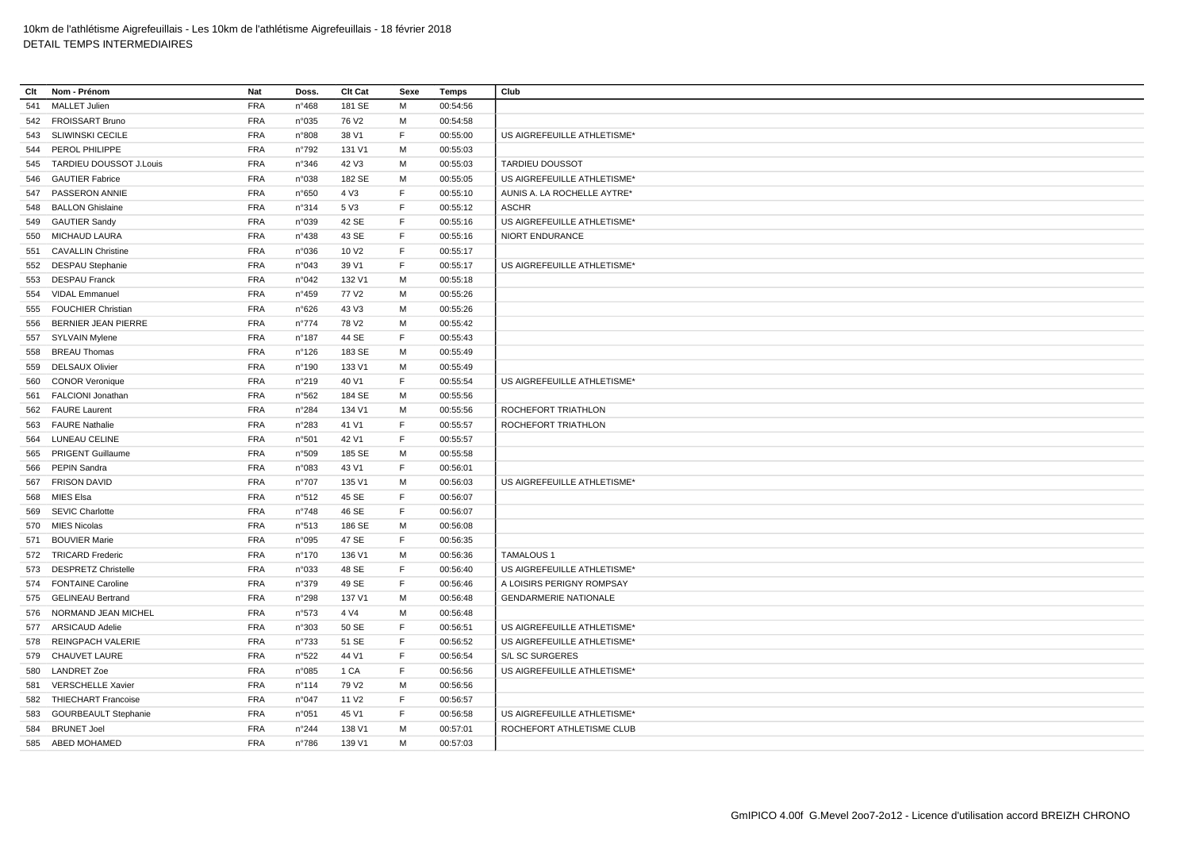10km de l'athlétisme Aigrefeuillais - Les 10km de l'athlétisme Aigrefeuillais - 18 février 2018
DETAIL TEMPS INTERMEDIAIRES

| Clt | Nom - Prénom | Nat | Doss. | Clt Cat | Sexe | Temps | Club |
|---|---|---|---|---|---|---|---|
| 541 | MALLET Julien | FRA | n°468 | 181 SE | M | 00:54:56 | |
| 542 | FROISSART Bruno | FRA | n°035 | 76 V2 | M | 00:54:58 | |
| 543 | SLIWINSKI CECILE | FRA | n°808 | 38 V1 | F | 00:55:00 | US AIGREFEUILLE ATHLETISME* |
| 544 | PEROL PHILIPPE | FRA | n°792 | 131 V1 | M | 00:55:03 | |
| 545 | TARDIEU DOUSSOT J.Louis | FRA | n°346 | 42 V3 | M | 00:55:03 | TARDIEU DOUSSOT |
| 546 | GAUTIER Fabrice | FRA | n°038 | 182 SE | M | 00:55:05 | US AIGREFEUILLE ATHLETISME* |
| 547 | PASSERON ANNIE | FRA | n°650 | 4 V3 | F | 00:55:10 | AUNIS A. LA ROCHELLE AYTRE* |
| 548 | BALLON Ghislaine | FRA | n°314 | 5 V3 | F | 00:55:12 | ASCHR |
| 549 | GAUTIER Sandy | FRA | n°039 | 42 SE | F | 00:55:16 | US AIGREFEUILLE ATHLETISME* |
| 550 | MICHAUD LAURA | FRA | n°438 | 43 SE | F | 00:55:16 | NIORT ENDURANCE |
| 551 | CAVALLIN Christine | FRA | n°036 | 10 V2 | F | 00:55:17 | |
| 552 | DESPAU Stephanie | FRA | n°043 | 39 V1 | F | 00:55:17 | US AIGREFEUILLE ATHLETISME* |
| 553 | DESPAU Franck | FRA | n°042 | 132 V1 | M | 00:55:18 | |
| 554 | VIDAL Emmanuel | FRA | n°459 | 77 V2 | M | 00:55:26 | |
| 555 | FOUCHIER Christian | FRA | n°626 | 43 V3 | M | 00:55:26 | |
| 556 | BERNIER JEAN PIERRE | FRA | n°774 | 78 V2 | M | 00:55:42 | |
| 557 | SYLVAIN Mylene | FRA | n°187 | 44 SE | F | 00:55:43 | |
| 558 | BREAU Thomas | FRA | n°126 | 183 SE | M | 00:55:49 | |
| 559 | DELSAUX Olivier | FRA | n°190 | 133 V1 | M | 00:55:49 | |
| 560 | CONOR Veronique | FRA | n°219 | 40 V1 | F | 00:55:54 | US AIGREFEUILLE ATHLETISME* |
| 561 | FALCIONI Jonathan | FRA | n°562 | 184 SE | M | 00:55:56 | |
| 562 | FAURE Laurent | FRA | n°284 | 134 V1 | M | 00:55:56 | ROCHEFORT TRIATHLON |
| 563 | FAURE Nathalie | FRA | n°283 | 41 V1 | F | 00:55:57 | ROCHEFORT TRIATHLON |
| 564 | LUNEAU CELINE | FRA | n°501 | 42 V1 | F | 00:55:57 | |
| 565 | PRIGENT Guillaume | FRA | n°509 | 185 SE | M | 00:55:58 | |
| 566 | PEPIN Sandra | FRA | n°083 | 43 V1 | F | 00:56:01 | |
| 567 | FRISON DAVID | FRA | n°707 | 135 V1 | M | 00:56:03 | US AIGREFEUILLE ATHLETISME* |
| 568 | MIES Elsa | FRA | n°512 | 45 SE | F | 00:56:07 | |
| 569 | SEVIC Charlotte | FRA | n°748 | 46 SE | F | 00:56:07 | |
| 570 | MIES Nicolas | FRA | n°513 | 186 SE | M | 00:56:08 | |
| 571 | BOUVIER Marie | FRA | n°095 | 47 SE | F | 00:56:35 | |
| 572 | TRICARD Frederic | FRA | n°170 | 136 V1 | M | 00:56:36 | TAMALOUS 1 |
| 573 | DESPRETZ Christelle | FRA | n°033 | 48 SE | F | 00:56:40 | US AIGREFEUILLE ATHLETISME* |
| 574 | FONTAINE Caroline | FRA | n°379 | 49 SE | F | 00:56:46 | A LOISIRS PERIGNY ROMPSAY |
| 575 | GELINEAU Bertrand | FRA | n°298 | 137 V1 | M | 00:56:48 | GENDARMERIE NATIONALE |
| 576 | NORMAND JEAN MICHEL | FRA | n°573 | 4 V4 | M | 00:56:48 | |
| 577 | ARSICAUD Adelie | FRA | n°303 | 50 SE | F | 00:56:51 | US AIGREFEUILLE ATHLETISME* |
| 578 | REINGPACH VALERIE | FRA | n°733 | 51 SE | F | 00:56:52 | US AIGREFEUILLE ATHLETISME* |
| 579 | CHAUVET LAURE | FRA | n°522 | 44 V1 | F | 00:56:54 | S/L SC SURGERES |
| 580 | LANDRET Zoe | FRA | n°085 | 1 CA | F | 00:56:56 | US AIGREFEUILLE ATHLETISME* |
| 581 | VERSCHELLE Xavier | FRA | n°114 | 79 V2 | M | 00:56:56 | |
| 582 | THIECHART Francoise | FRA | n°047 | 11 V2 | F | 00:56:57 | |
| 583 | GOURBEAULT Stephanie | FRA | n°051 | 45 V1 | F | 00:56:58 | US AIGREFEUILLE ATHLETISME* |
| 584 | BRUNET Joel | FRA | n°244 | 138 V1 | M | 00:57:01 | ROCHEFORT ATHLETISME CLUB |
| 585 | ABED MOHAMED | FRA | n°786 | 139 V1 | M | 00:57:03 | |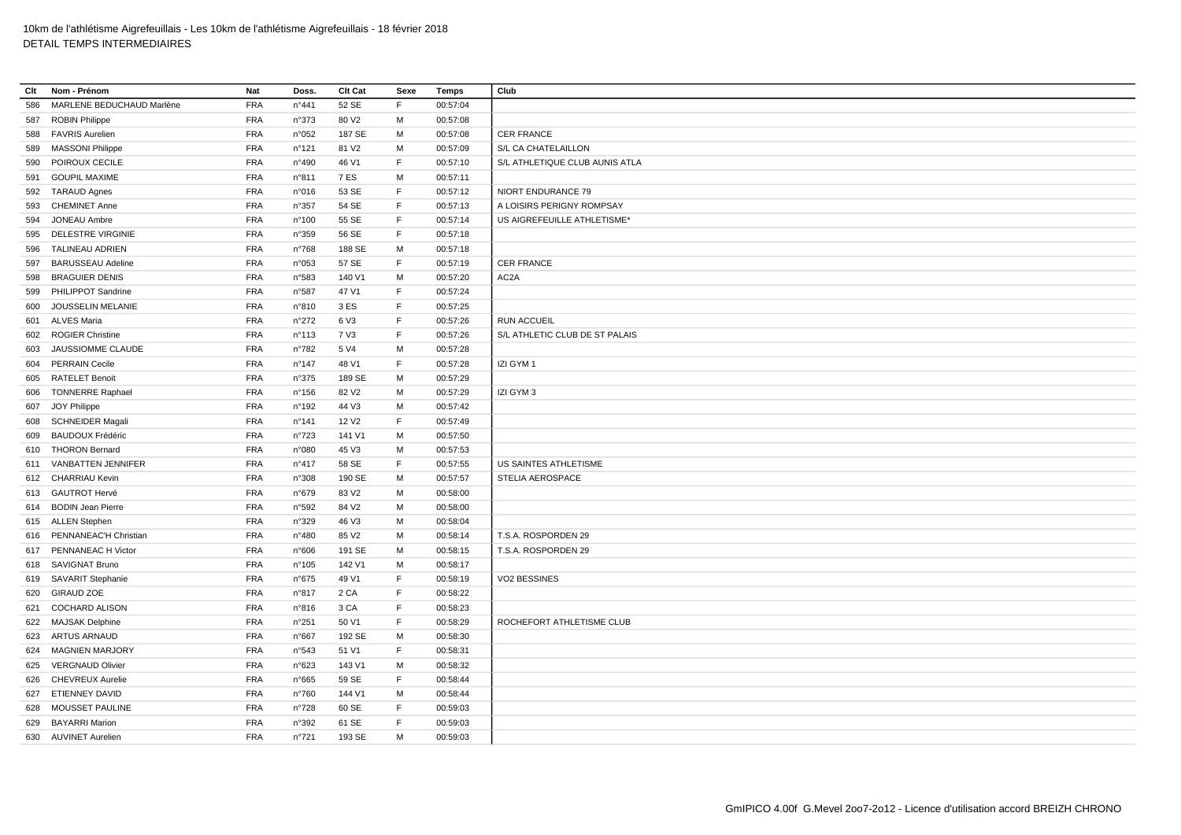| Clt | Nom - Prénom | Nat | Doss. | Clt Cat | Sexe | Temps | Club |
|---|---|---|---|---|---|---|---|
| 586 | MARLENE BEDUCHAUD Marlène | FRA | n°441 | 52 SE | F | 00:57:04 | |
| 587 | ROBIN Philippe | FRA | n°373 | 80 V2 | M | 00:57:08 | |
| 588 | FAVRIS Aurelien | FRA | n°052 | 187 SE | M | 00:57:08 | CER FRANCE |
| 589 | MASSONI Philippe | FRA | n°121 | 81 V2 | M | 00:57:09 | S/L CA CHATELAILLON |
| 590 | POIROUX CECILE | FRA | n°490 | 46 V1 | F | 00:57:10 | S/L ATHLETIQUE CLUB AUNIS ATLA |
| 591 | GOUPIL MAXIME | FRA | n°811 | 7 ES | M | 00:57:11 | |
| 592 | TARAUD Agnes | FRA | n°016 | 53 SE | F | 00:57:12 | NIORT ENDURANCE 79 |
| 593 | CHEMINET Anne | FRA | n°357 | 54 SE | F | 00:57:13 | A LOISIRS PERIGNY ROMPSAY |
| 594 | JONEAU Ambre | FRA | n°100 | 55 SE | F | 00:57:14 | US AIGREFEUILLE ATHLETISME* |
| 595 | DELESTRE VIRGINIE | FRA | n°359 | 56 SE | F | 00:57:18 | |
| 596 | TALINEAU ADRIEN | FRA | n°768 | 188 SE | M | 00:57:18 | |
| 597 | BARUSSEAU Adeline | FRA | n°053 | 57 SE | F | 00:57:19 | CER FRANCE |
| 598 | BRAGUIER DENIS | FRA | n°583 | 140 V1 | M | 00:57:20 | AC2A |
| 599 | PHILIPPOT Sandrine | FRA | n°587 | 47 V1 | F | 00:57:24 | |
| 600 | JOUSSELIN MELANIE | FRA | n°810 | 3 ES | F | 00:57:25 | |
| 601 | ALVES Maria | FRA | n°272 | 6 V3 | F | 00:57:26 | RUN ACCUEIL |
| 602 | ROGIER Christine | FRA | n°113 | 7 V3 | F | 00:57:26 | S/L ATHLETIC CLUB DE ST PALAIS |
| 603 | JAUSSIOMME CLAUDE | FRA | n°782 | 5 V4 | M | 00:57:28 | |
| 604 | PERRAIN Cecile | FRA | n°147 | 48 V1 | F | 00:57:28 | IZI GYM 1 |
| 605 | RATELET Benoit | FRA | n°375 | 189 SE | M | 00:57:29 | |
| 606 | TONNERRE Raphael | FRA | n°156 | 82 V2 | M | 00:57:29 | IZI GYM 3 |
| 607 | JOY Philippe | FRA | n°192 | 44 V3 | M | 00:57:42 | |
| 608 | SCHNEIDER Magali | FRA | n°141 | 12 V2 | F | 00:57:49 | |
| 609 | BAUDOUX Frédéric | FRA | n°723 | 141 V1 | M | 00:57:50 | |
| 610 | THORON Bernard | FRA | n°080 | 45 V3 | M | 00:57:53 | |
| 611 | VANBATTEN JENNIFER | FRA | n°417 | 58 SE | F | 00:57:55 | US SAINTES ATHLETISME |
| 612 | CHARRIAU Kevin | FRA | n°308 | 190 SE | M | 00:57:57 | STELIA AEROSPACE |
| 613 | GAUTROT Hervé | FRA | n°679 | 83 V2 | M | 00:58:00 | |
| 614 | BODIN Jean Pierre | FRA | n°592 | 84 V2 | M | 00:58:00 | |
| 615 | ALLEN Stephen | FRA | n°329 | 46 V3 | M | 00:58:04 | |
| 616 | PENNANEAC'H Christian | FRA | n°480 | 85 V2 | M | 00:58:14 | T.S.A. ROSPORDEN 29 |
| 617 | PENNANEAC H Victor | FRA | n°606 | 191 SE | M | 00:58:15 | T.S.A. ROSPORDEN 29 |
| 618 | SAVIGNAT Bruno | FRA | n°105 | 142 V1 | M | 00:58:17 | |
| 619 | SAVARIT Stephanie | FRA | n°675 | 49 V1 | F | 00:58:19 | VO2 BESSINES |
| 620 | GIRAUD ZOE | FRA | n°817 | 2 CA | F | 00:58:22 | |
| 621 | COCHARD ALISON | FRA | n°816 | 3 CA | F | 00:58:23 | |
| 622 | MAJSAK Delphine | FRA | n°251 | 50 V1 | F | 00:58:29 | ROCHEFORT ATHLETISME CLUB |
| 623 | ARTUS ARNAUD | FRA | n°667 | 192 SE | M | 00:58:30 | |
| 624 | MAGNIEN MARJORY | FRA | n°543 | 51 V1 | F | 00:58:31 | |
| 625 | VERGNAUD Olivier | FRA | n°623 | 143 V1 | M | 00:58:32 | |
| 626 | CHEVREUX Aurelie | FRA | n°665 | 59 SE | F | 00:58:44 | |
| 627 | ETIENNEY DAVID | FRA | n°760 | 144 V1 | M | 00:58:44 | |
| 628 | MOUSSET PAULINE | FRA | n°728 | 60 SE | F | 00:59:03 | |
| 629 | BAYARRI Marion | FRA | n°392 | 61 SE | F | 00:59:03 | |
| 630 | AUVINET Aurelien | FRA | n°721 | 193 SE | M | 00:59:03 | |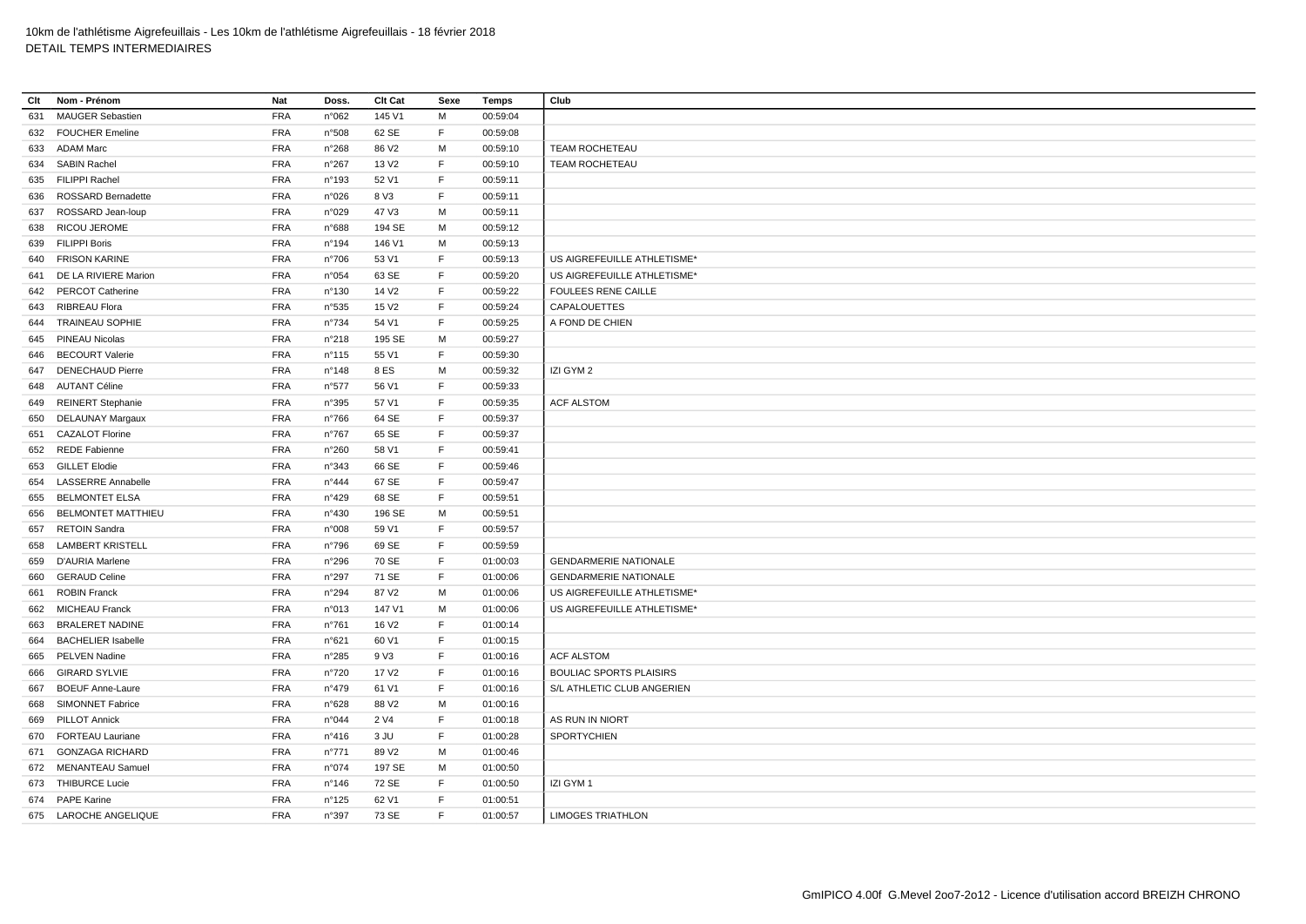10km de l'athlétisme Aigrefeuillais - Les 10km de l'athlétisme Aigrefeuillais - 18 février 2018
DETAIL TEMPS INTERMEDIAIRES

| Clt | Nom - Prénom | Nat | Doss. | Clt Cat | Sexe | Temps | Club |
|---|---|---|---|---|---|---|---|
| 631 | MAUGER Sebastien | FRA | n°062 | 145 V1 | M | 00:59:04 | |
| 632 | FOUCHER Emeline | FRA | n°508 | 62 SE | F | 00:59:08 | |
| 633 | ADAM Marc | FRA | n°268 | 86 V2 | M | 00:59:10 | TEAM ROCHETEAU |
| 634 | SABIN Rachel | FRA | n°267 | 13 V2 | F | 00:59:10 | TEAM ROCHETEAU |
| 635 | FILIPPI Rachel | FRA | n°193 | 52 V1 | F | 00:59:11 | |
| 636 | ROSSARD Bernadette | FRA | n°026 | 8 V3 | F | 00:59:11 | |
| 637 | ROSSARD Jean-loup | FRA | n°029 | 47 V3 | M | 00:59:11 | |
| 638 | RICOU JEROME | FRA | n°688 | 194 SE | M | 00:59:12 | |
| 639 | FILIPPI Boris | FRA | n°194 | 146 V1 | M | 00:59:13 | |
| 640 | FRISON KARINE | FRA | n°706 | 53 V1 | F | 00:59:13 | US AIGREFEUILLE ATHLETISME* |
| 641 | DE LA RIVIERE Marion | FRA | n°054 | 63 SE | F | 00:59:20 | US AIGREFEUILLE ATHLETISME* |
| 642 | PERCOT Catherine | FRA | n°130 | 14 V2 | F | 00:59:22 | FOULEES RENE CAILLE |
| 643 | RIBREAU Flora | FRA | n°535 | 15 V2 | F | 00:59:24 | CAPALOUETTES |
| 644 | TRAINEAU SOPHIE | FRA | n°734 | 54 V1 | F | 00:59:25 | A FOND DE CHIEN |
| 645 | PINEAU Nicolas | FRA | n°218 | 195 SE | M | 00:59:27 | |
| 646 | BECOURT Valerie | FRA | n°115 | 55 V1 | F | 00:59:30 | |
| 647 | DENECHAUD Pierre | FRA | n°148 | 8 ES | M | 00:59:32 | IZI GYM 2 |
| 648 | AUTANT Céline | FRA | n°577 | 56 V1 | F | 00:59:33 | |
| 649 | REINERT Stephanie | FRA | n°395 | 57 V1 | F | 00:59:35 | ACF ALSTOM |
| 650 | DELAUNAY Margaux | FRA | n°766 | 64 SE | F | 00:59:37 | |
| 651 | CAZALOT Florine | FRA | n°767 | 65 SE | F | 00:59:37 | |
| 652 | REDE Fabienne | FRA | n°260 | 58 V1 | F | 00:59:41 | |
| 653 | GILLET Elodie | FRA | n°343 | 66 SE | F | 00:59:46 | |
| 654 | LASSERRE Annabelle | FRA | n°444 | 67 SE | F | 00:59:47 | |
| 655 | BELMONTET ELSA | FRA | n°429 | 68 SE | F | 00:59:51 | |
| 656 | BELMONTET MATTHIEU | FRA | n°430 | 196 SE | M | 00:59:51 | |
| 657 | RETOIN Sandra | FRA | n°008 | 59 V1 | F | 00:59:57 | |
| 658 | LAMBERT KRISTELL | FRA | n°796 | 69 SE | F | 00:59:59 | |
| 659 | D'AURIA Marlene | FRA | n°296 | 70 SE | F | 01:00:03 | GENDARMERIE NATIONALE |
| 660 | GERAUD Celine | FRA | n°297 | 71 SE | F | 01:00:06 | GENDARMERIE NATIONALE |
| 661 | ROBIN Franck | FRA | n°294 | 87 V2 | M | 01:00:06 | US AIGREFEUILLE ATHLETISME* |
| 662 | MICHEAU Franck | FRA | n°013 | 147 V1 | M | 01:00:06 | US AIGREFEUILLE ATHLETISME* |
| 663 | BRALERET NADINE | FRA | n°761 | 16 V2 | F | 01:00:14 | |
| 664 | BACHELIER Isabelle | FRA | n°621 | 60 V1 | F | 01:00:15 | |
| 665 | PELVEN Nadine | FRA | n°285 | 9 V3 | F | 01:00:16 | ACF ALSTOM |
| 666 | GIRARD SYLVIE | FRA | n°720 | 17 V2 | F | 01:00:16 | BOULIAC SPORTS PLAISIRS |
| 667 | BOEUF Anne-Laure | FRA | n°479 | 61 V1 | F | 01:00:16 | S/L ATHLETIC CLUB ANGERIEN |
| 668 | SIMONNET Fabrice | FRA | n°628 | 88 V2 | M | 01:00:16 | |
| 669 | PILLOT Annick | FRA | n°044 | 2 V4 | F | 01:00:18 | AS RUN IN NIORT |
| 670 | FORTEAU Lauriane | FRA | n°416 | 3 JU | F | 01:00:28 | SPORTYCHIEN |
| 671 | GONZAGA RICHARD | FRA | n°771 | 89 V2 | M | 01:00:46 | |
| 672 | MENANTEAU Samuel | FRA | n°074 | 197 SE | M | 01:00:50 | |
| 673 | THIBURCE Lucie | FRA | n°146 | 72 SE | F | 01:00:50 | IZI GYM 1 |
| 674 | PAPE Karine | FRA | n°125 | 62 V1 | F | 01:00:51 | |
| 675 | LAROCHE ANGELIQUE | FRA | n°397 | 73 SE | F | 01:00:57 | LIMOGES TRIATHLON |

GmIPICO 4.00f G.Mevel 2oo7-2o12 - Licence d'utilisation accord BREIZH CHRONO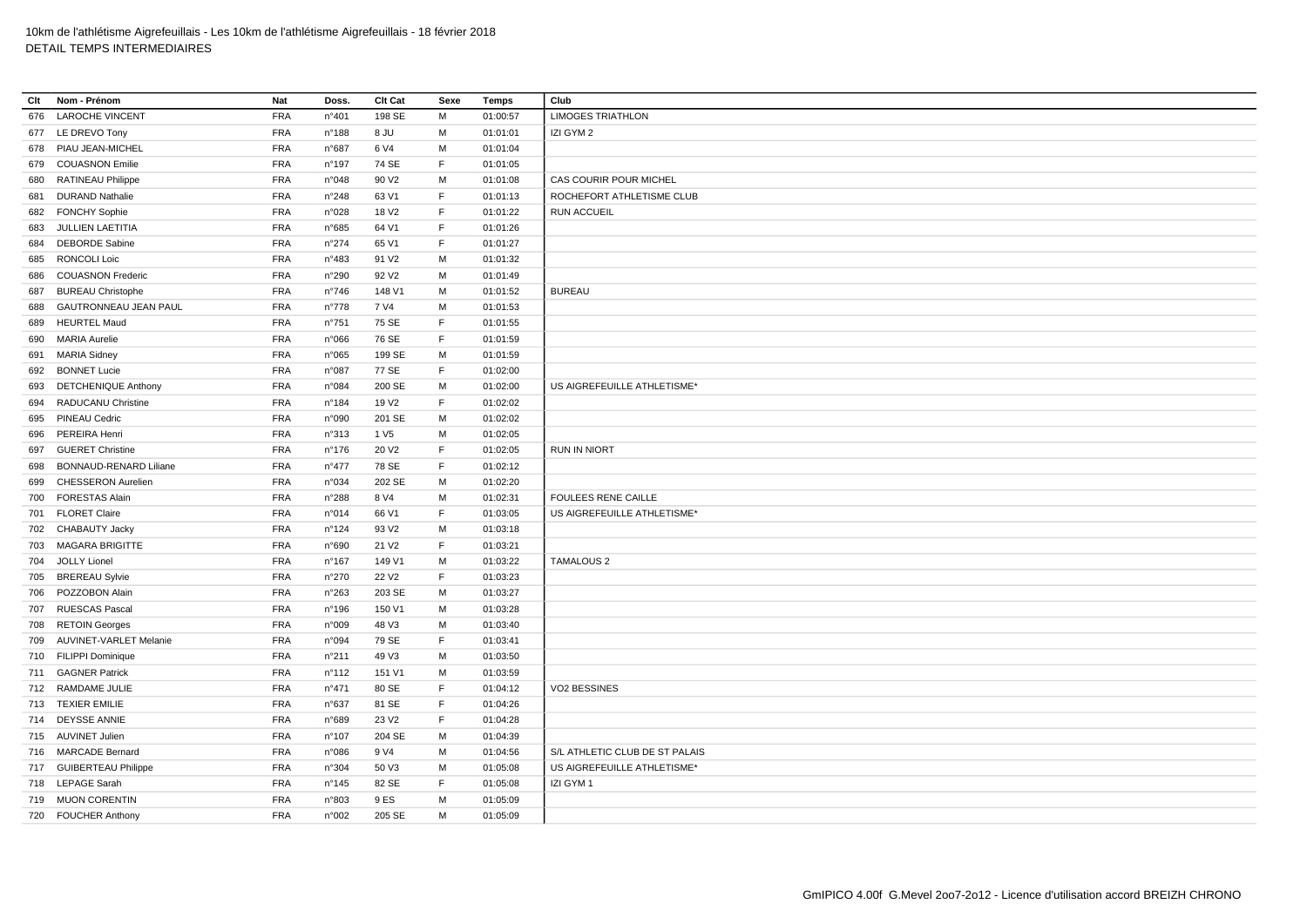10km de l'athlétisme Aigrefeuillais - Les 10km de l'athlétisme Aigrefeuillais - 18 février 2018
DETAIL TEMPS INTERMEDIAIRES

| Clt | Nom - Prénom | Nat | Doss. | Clt Cat | Sexe | Temps | Club |
|---|---|---|---|---|---|---|---|
| 676 | LAROCHE VINCENT | FRA | n°401 | 198 SE | M | 01:00:57 | LIMOGES TRIATHLON |
| 677 | LE DREVO Tony | FRA | n°188 | 8 JU | M | 01:01:01 | IZI GYM 2 |
| 678 | PIAU JEAN-MICHEL | FRA | n°687 | 6 V4 | M | 01:01:04 | |
| 679 | COUASNON Emilie | FRA | n°197 | 74 SE | F | 01:01:05 | |
| 680 | RATINEAU Philippe | FRA | n°048 | 90 V2 | M | 01:01:08 | CAS COURIR POUR MICHEL |
| 681 | DURAND Nathalie | FRA | n°248 | 63 V1 | F | 01:01:13 | ROCHEFORT ATHLETISME CLUB |
| 682 | FONCHY Sophie | FRA | n°028 | 18 V2 | F | 01:01:22 | RUN ACCUEIL |
| 683 | JULLIEN LAETITIA | FRA | n°685 | 64 V1 | F | 01:01:26 | |
| 684 | DEBORDE Sabine | FRA | n°274 | 65 V1 | F | 01:01:27 | |
| 685 | RONCOLI Loic | FRA | n°483 | 91 V2 | M | 01:01:32 | |
| 686 | COUASNON Frederic | FRA | n°290 | 92 V2 | M | 01:01:49 | |
| 687 | BUREAU Christophe | FRA | n°746 | 148 V1 | M | 01:01:52 | BUREAU |
| 688 | GAUTRONNEAU JEAN PAUL | FRA | n°778 | 7 V4 | M | 01:01:53 | |
| 689 | HEURTEL Maud | FRA | n°751 | 75 SE | F | 01:01:55 | |
| 690 | MARIA Aurelie | FRA | n°066 | 76 SE | F | 01:01:59 | |
| 691 | MARIA Sidney | FRA | n°065 | 199 SE | M | 01:01:59 | |
| 692 | BONNET Lucie | FRA | n°087 | 77 SE | F | 01:02:00 | |
| 693 | DETCHENIQUE Anthony | FRA | n°084 | 200 SE | M | 01:02:00 | US AIGREFEUILLE ATHLETISME* |
| 694 | RADUCANU Christine | FRA | n°184 | 19 V2 | F | 01:02:02 | |
| 695 | PINEAU Cedric | FRA | n°090 | 201 SE | M | 01:02:02 | |
| 696 | PEREIRA Henri | FRA | n°313 | 1 V5 | M | 01:02:05 | |
| 697 | GUERET Christine | FRA | n°176 | 20 V2 | F | 01:02:05 | RUN IN NIORT |
| 698 | BONNAUD-RENARD Liliane | FRA | n°477 | 78 SE | F | 01:02:12 | |
| 699 | CHESSERON Aurelien | FRA | n°034 | 202 SE | M | 01:02:20 | |
| 700 | FORESTAS Alain | FRA | n°288 | 8 V4 | M | 01:02:31 | FOULEES RENE CAILLE |
| 701 | FLORET Claire | FRA | n°014 | 66 V1 | F | 01:03:05 | US AIGREFEUILLE ATHLETISME* |
| 702 | CHABAUTY Jacky | FRA | n°124 | 93 V2 | M | 01:03:18 | |
| 703 | MAGARA BRIGITTE | FRA | n°690 | 21 V2 | F | 01:03:21 | |
| 704 | JOLLY Lionel | FRA | n°167 | 149 V1 | M | 01:03:22 | TAMALOUS 2 |
| 705 | BREREAU Sylvie | FRA | n°270 | 22 V2 | F | 01:03:23 | |
| 706 | POZZOBON Alain | FRA | n°263 | 203 SE | M | 01:03:27 | |
| 707 | RUESCAS Pascal | FRA | n°196 | 150 V1 | M | 01:03:28 | |
| 708 | RETOIN Georges | FRA | n°009 | 48 V3 | M | 01:03:40 | |
| 709 | AUVINET-VARLET Melanie | FRA | n°094 | 79 SE | F | 01:03:41 | |
| 710 | FILIPPI Dominique | FRA | n°211 | 49 V3 | M | 01:03:50 | |
| 711 | GAGNER Patrick | FRA | n°112 | 151 V1 | M | 01:03:59 | |
| 712 | RAMDAME JULIE | FRA | n°471 | 80 SE | F | 01:04:12 | VO2 BESSINES |
| 713 | TEXIER EMILIE | FRA | n°637 | 81 SE | F | 01:04:26 | |
| 714 | DEYSSE ANNIE | FRA | n°689 | 23 V2 | F | 01:04:28 | |
| 715 | AUVINET Julien | FRA | n°107 | 204 SE | M | 01:04:39 | |
| 716 | MARCADE Bernard | FRA | n°086 | 9 V4 | M | 01:04:56 | S/L ATHLETIC CLUB DE ST PALAIS |
| 717 | GUIBERTEAU Philippe | FRA | n°304 | 50 V3 | M | 01:05:08 | US AIGREFEUILLE ATHLETISME* |
| 718 | LEPAGE Sarah | FRA | n°145 | 82 SE | F | 01:05:08 | IZI GYM 1 |
| 719 | MUON CORENTIN | FRA | n°803 | 9 ES | M | 01:05:09 | |
| 720 | FOUCHER Anthony | FRA | n°002 | 205 SE | M | 01:05:09 | |

GmIPICO 4.00f G.Mevel 2oo7-2o12 - Licence d'utilisation accord BREIZH CHRONO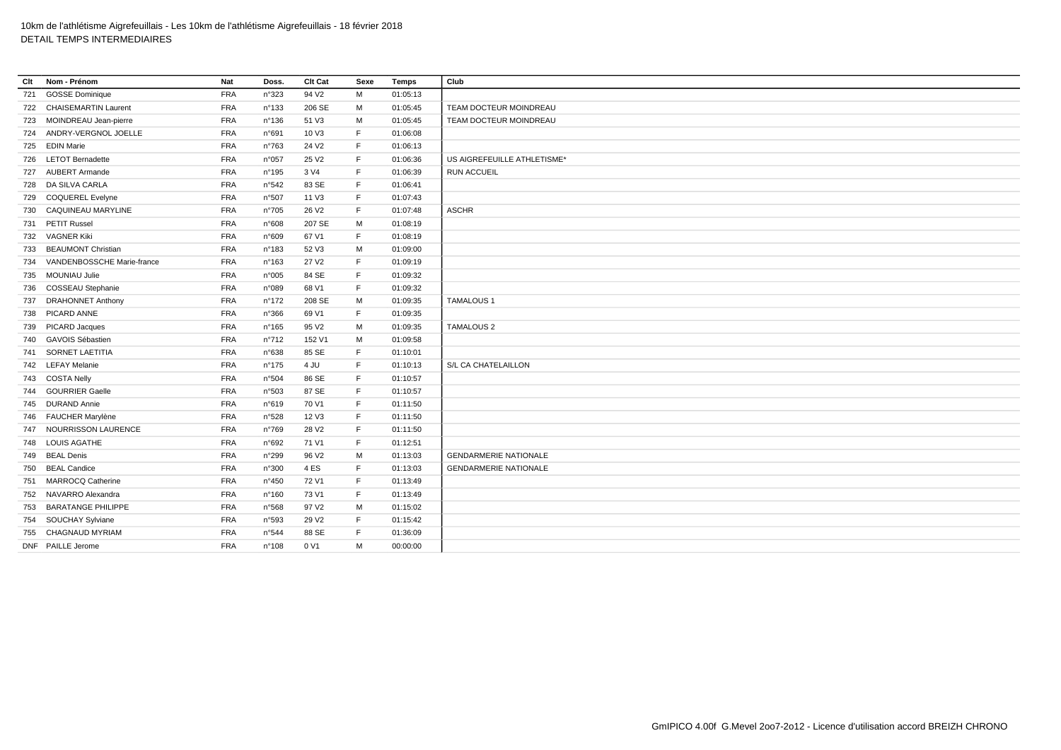10km de l'athlétisme Aigrefeuillais - Les 10km de l'athlétisme Aigrefeuillais - 18 février 2018
DETAIL TEMPS INTERMEDIAIRES

| Clt | Nom - Prénom | Nat | Doss. | Clt Cat | Sexe | Temps | Club |
|---|---|---|---|---|---|---|---|
| 721 | GOSSE Dominique | FRA | n°323 | 94 V2 | M | 01:05:13 | |
| 722 | CHAISEMARTIN Laurent | FRA | n°133 | 206 SE | M | 01:05:45 | TEAM DOCTEUR MOINDREAU |
| 723 | MOINDREAU Jean-pierre | FRA | n°136 | 51 V3 | M | 01:05:45 | TEAM DOCTEUR MOINDREAU |
| 724 | ANDRY-VERGNOL JOELLE | FRA | n°691 | 10 V3 | F | 01:06:08 | |
| 725 | EDIN Marie | FRA | n°763 | 24 V2 | F | 01:06:13 | |
| 726 | LETOT Bernadette | FRA | n°057 | 25 V2 | F | 01:06:36 | US AIGREFEUILLE ATHLETISME* |
| 727 | AUBERT Armande | FRA | n°195 | 3 V4 | F | 01:06:39 | RUN ACCUEIL |
| 728 | DA SILVA CARLA | FRA | n°542 | 83 SE | F | 01:06:41 | |
| 729 | COQUEREL Evelyne | FRA | n°507 | 11 V3 | F | 01:07:43 | |
| 730 | CAQUINEAU MARYLINE | FRA | n°705 | 26 V2 | F | 01:07:48 | ASCHR |
| 731 | PETIT Russel | FRA | n°608 | 207 SE | M | 01:08:19 | |
| 732 | VAGNER Kiki | FRA | n°609 | 67 V1 | F | 01:08:19 | |
| 733 | BEAUMONT Christian | FRA | n°183 | 52 V3 | M | 01:09:00 | |
| 734 | VANDENBOSSCHE Marie-france | FRA | n°163 | 27 V2 | F | 01:09:19 | |
| 735 | MOUNIAU Julie | FRA | n°005 | 84 SE | F | 01:09:32 | |
| 736 | COSSEAU Stephanie | FRA | n°089 | 68 V1 | F | 01:09:32 | |
| 737 | DRAHONNET Anthony | FRA | n°172 | 208 SE | M | 01:09:35 | TAMALOUS 1 |
| 738 | PICARD ANNE | FRA | n°366 | 69 V1 | F | 01:09:35 | |
| 739 | PICARD Jacques | FRA | n°165 | 95 V2 | M | 01:09:35 | TAMALOUS 2 |
| 740 | GAVOIS Sébastien | FRA | n°712 | 152 V1 | M | 01:09:58 | |
| 741 | SORNET LAETITIA | FRA | n°638 | 85 SE | F | 01:10:01 | |
| 742 | LEFAY Melanie | FRA | n°175 | 4 JU | F | 01:10:13 | S/L CA CHATELAILLON |
| 743 | COSTA Nelly | FRA | n°504 | 86 SE | F | 01:10:57 | |
| 744 | GOURRIER Gaelle | FRA | n°503 | 87 SE | F | 01:10:57 | |
| 745 | DURAND Annie | FRA | n°619 | 70 V1 | F | 01:11:50 | |
| 746 | FAUCHER Marylène | FRA | n°528 | 12 V3 | F | 01:11:50 | |
| 747 | NOURRISSON LAURENCE | FRA | n°769 | 28 V2 | F | 01:11:50 | |
| 748 | LOUIS AGATHE | FRA | n°692 | 71 V1 | F | 01:12:51 | |
| 749 | BEAL Denis | FRA | n°299 | 96 V2 | M | 01:13:03 | GENDARMERIE NATIONALE |
| 750 | BEAL Candice | FRA | n°300 | 4 ES | F | 01:13:03 | GENDARMERIE NATIONALE |
| 751 | MARROCQ Catherine | FRA | n°450 | 72 V1 | F | 01:13:49 | |
| 752 | NAVARRO Alexandra | FRA | n°160 | 73 V1 | F | 01:13:49 | |
| 753 | BARATANGE PHILIPPE | FRA | n°568 | 97 V2 | M | 01:15:02 | |
| 754 | SOUCHAY Sylviane | FRA | n°593 | 29 V2 | F | 01:15:42 | |
| 755 | CHAGNAUD MYRIAM | FRA | n°544 | 88 SE | F | 01:36:09 | |
| DNF | PAILLE Jerome | FRA | n°108 | 0 V1 | M | 00:00:00 | |

GmIPICO 4.00f G.Mevel 2oo7-2o12 - Licence d'utilisation accord BREIZH CHRONO